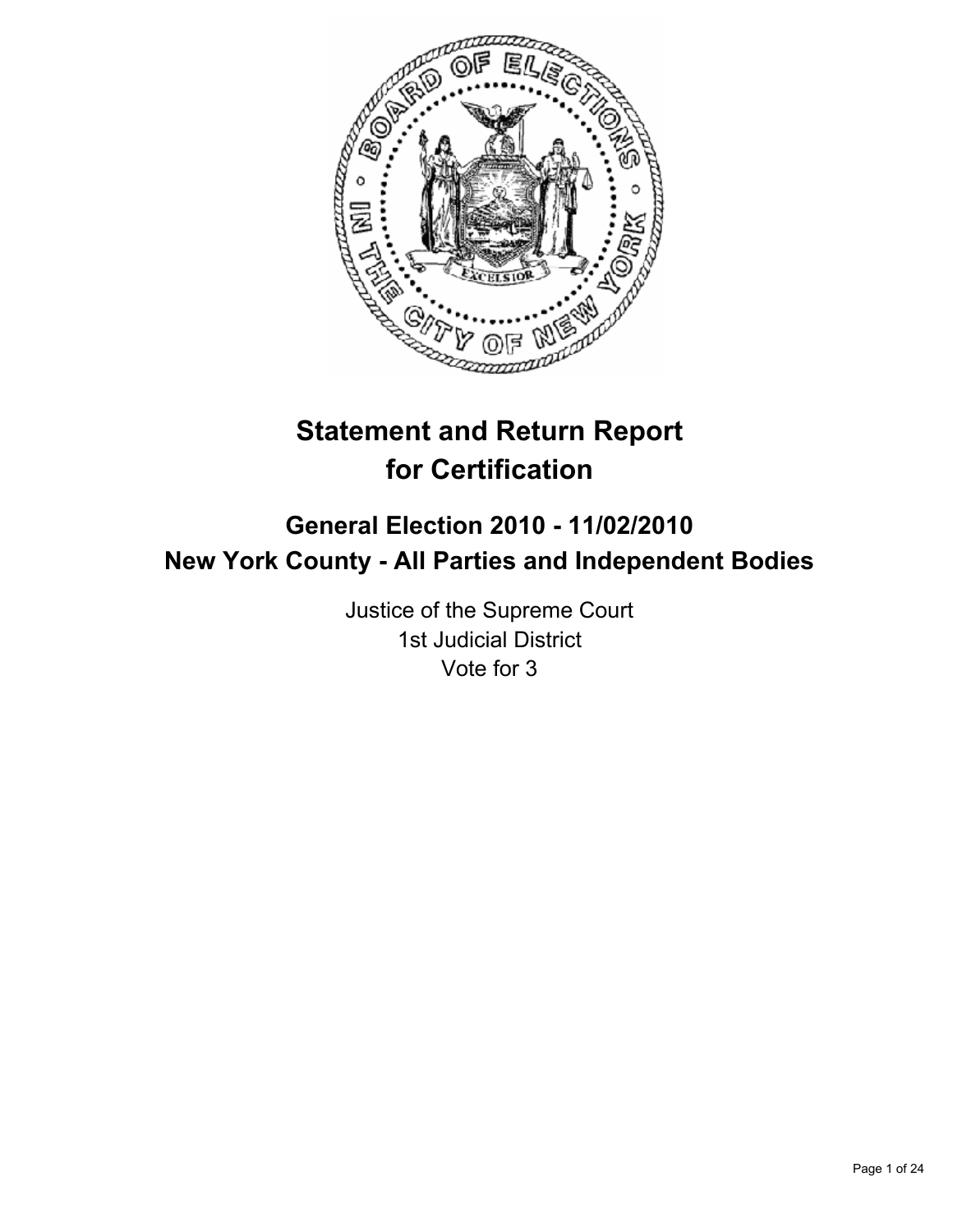# Statement and Return Report for Certification

## General Election 2010 - 11/02/2010
## New York County - All Parties and Independent Bodies

Justice of the Supreme Court
1st Judicial District
Vote for 3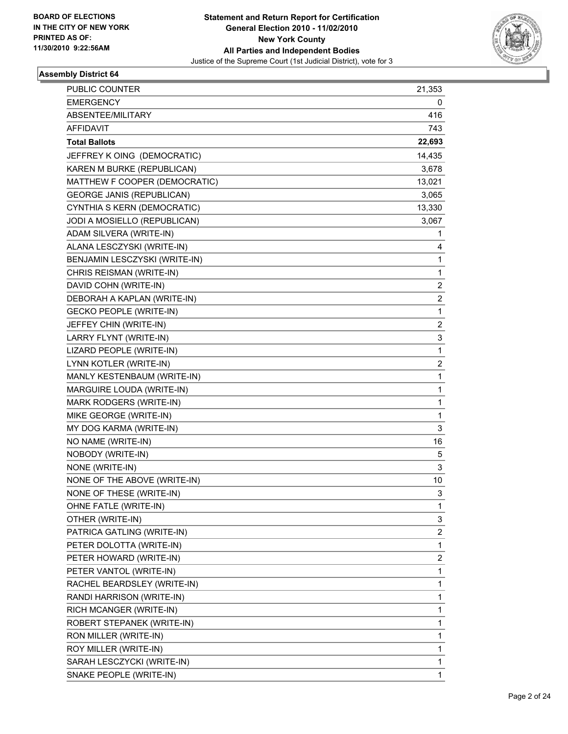BOARD OF ELECTIONS
IN THE CITY OF NEW YORK
PRINTED AS OF:
11/30/2010 9:22:56AM

**Statement and Return Report for Certification**
**General Election 2010 - 11/02/2010**
**New York County**
**All Parties and Independent Bodies**
Justice of the Supreme Court (1st Judicial District), vote for 3

### Assembly District 64

| | |
|---|---|
| PUBLIC COUNTER | 21,353 |
| EMERGENCY | 0 |
| ABSENTEE/MILITARY | 416 |
| AFFIDAVIT | 743 |
| **Total Ballots** | **22,693** |
| JEFFREY K OING (DEMOCRATIC) | 14,435 |
| KAREN M BURKE (REPUBLICAN) | 3,678 |
| MATTHEW F COOPER (DEMOCRATIC) | 13,021 |
| GEORGE JANIS (REPUBLICAN) | 3,065 |
| CYNTHIA S KERN (DEMOCRATIC) | 13,330 |
| JODI A MOSIELLO (REPUBLICAN) | 3,067 |
| ADAM SILVERA (WRITE-IN) | 1 |
| ALANA LESCZYSKI (WRITE-IN) | 4 |
| BENJAMIN LESCZYSKI (WRITE-IN) | 1 |
| CHRIS REISMAN (WRITE-IN) | 1 |
| DAVID COHN (WRITE-IN) | 2 |
| DEBORAH A KAPLAN (WRITE-IN) | 2 |
| GECKO PEOPLE (WRITE-IN) | 1 |
| JEFFEY CHIN (WRITE-IN) | 2 |
| LARRY FLYNT (WRITE-IN) | 3 |
| LIZARD PEOPLE (WRITE-IN) | 1 |
| LYNN KOTLER (WRITE-IN) | 2 |
| MANLY KESTENBAUM (WRITE-IN) | 1 |
| MARGUIRE LOUDA (WRITE-IN) | 1 |
| MARK RODGERS (WRITE-IN) | 1 |
| MIKE GEORGE (WRITE-IN) | 1 |
| MY DOG KARMA (WRITE-IN) | 3 |
| NO NAME (WRITE-IN) | 16 |
| NOBODY (WRITE-IN) | 5 |
| NONE (WRITE-IN) | 3 |
| NONE OF THE ABOVE (WRITE-IN) | 10 |
| NONE OF THESE (WRITE-IN) | 3 |
| OHNE FATLE (WRITE-IN) | 1 |
| OTHER (WRITE-IN) | 3 |
| PATRICA GATLING (WRITE-IN) | 2 |
| PETER DOLOTTA (WRITE-IN) | 1 |
| PETER HOWARD (WRITE-IN) | 2 |
| PETER VANTOL (WRITE-IN) | 1 |
| RACHEL BEARDSLEY (WRITE-IN) | 1 |
| RANDI HARRISON (WRITE-IN) | 1 |
| RICH MCANGER (WRITE-IN) | 1 |
| ROBERT STEPANEK (WRITE-IN) | 1 |
| RON MILLER (WRITE-IN) | 1 |
| ROY MILLER (WRITE-IN) | 1 |
| SARAH LESCZYCKI (WRITE-IN) | 1 |
| SNAKE PEOPLE (WRITE-IN) | 1 |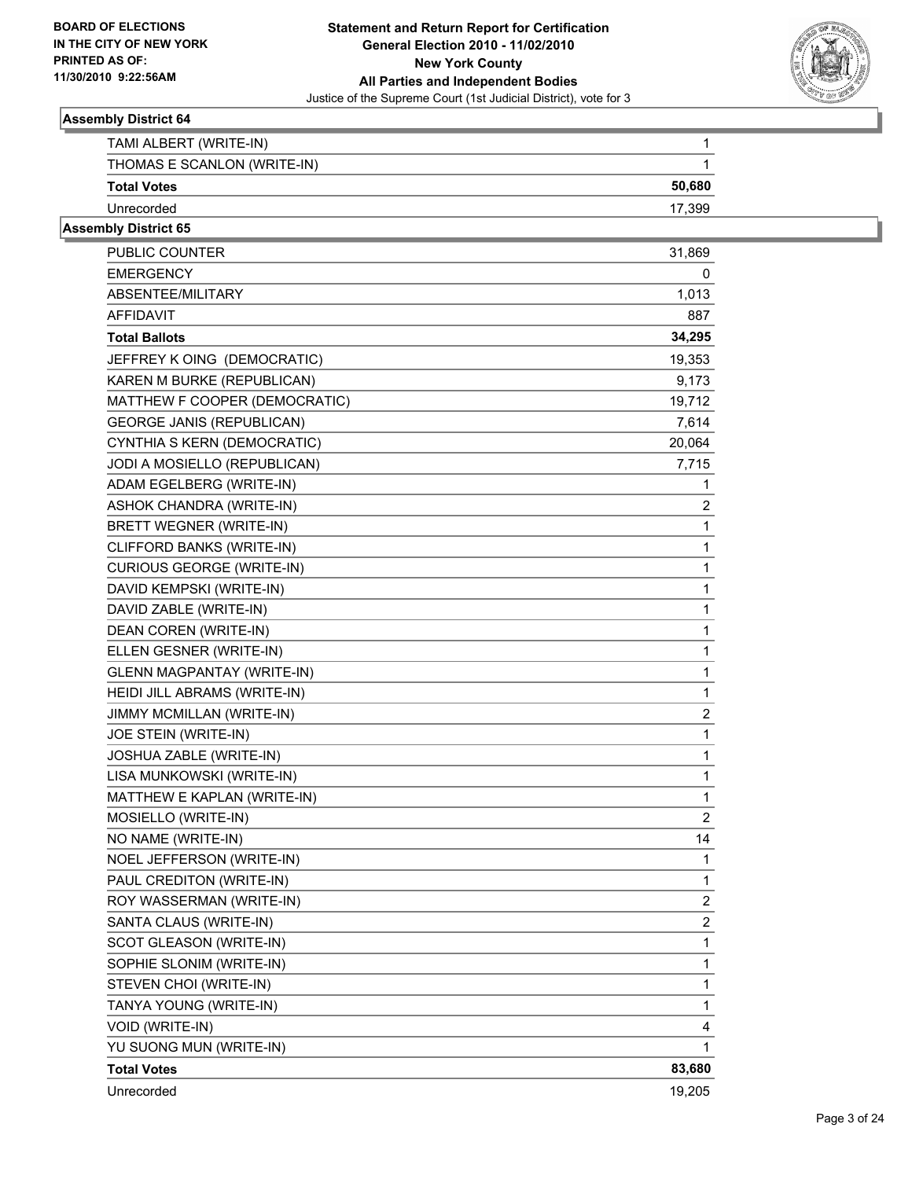## Assembly District 64

| | |
|---|---|
| TAMI ALBERT (WRITE-IN) | 1 |
| THOMAS E SCANLON (WRITE-IN) | 1 |
| **Total Votes** | **50,680** |
| Unrecorded | 17,399 |

## Assembly District 65

| | |
|---|---|
| PUBLIC COUNTER | 31,869 |
| EMERGENCY | 0 |
| ABSENTEE/MILITARY | 1,013 |
| AFFIDAVIT | 887 |
| **Total Ballots** | **34,295** |
| JEFFREY K OING (DEMOCRATIC) | 19,353 |
| KAREN M BURKE (REPUBLICAN) | 9,173 |
| MATTHEW F COOPER (DEMOCRATIC) | 19,712 |
| GEORGE JANIS (REPUBLICAN) | 7,614 |
| CYNTHIA S KERN (DEMOCRATIC) | 20,064 |
| JODI A MOSIELLO (REPUBLICAN) | 7,715 |
| ADAM EGELBERG (WRITE-IN) | 1 |
| ASHOK CHANDRA (WRITE-IN) | 2 |
| BRETT WEGNER (WRITE-IN) | 1 |
| CLIFFORD BANKS (WRITE-IN) | 1 |
| CURIOUS GEORGE (WRITE-IN) | 1 |
| DAVID KEMPSKI (WRITE-IN) | 1 |
| DAVID ZABLE (WRITE-IN) | 1 |
| DEAN COREN (WRITE-IN) | 1 |
| ELLEN GESNER (WRITE-IN) | 1 |
| GLENN MAGPANTAY (WRITE-IN) | 1 |
| HEIDI JILL ABRAMS (WRITE-IN) | 1 |
| JIMMY MCMILLAN (WRITE-IN) | 2 |
| JOE STEIN (WRITE-IN) | 1 |
| JOSHUA ZABLE (WRITE-IN) | 1 |
| LISA MUNKOWSKI (WRITE-IN) | 1 |
| MATTHEW E KAPLAN (WRITE-IN) | 1 |
| MOSIELLO (WRITE-IN) | 2 |
| NO NAME (WRITE-IN) | 14 |
| NOEL JEFFERSON (WRITE-IN) | 1 |
| PAUL CREDITON (WRITE-IN) | 1 |
| ROY WASSERMAN (WRITE-IN) | 2 |
| SANTA CLAUS (WRITE-IN) | 2 |
| SCOT GLEASON (WRITE-IN) | 1 |
| SOPHIE SLONIM (WRITE-IN) | 1 |
| STEVEN CHOI (WRITE-IN) | 1 |
| TANYA YOUNG (WRITE-IN) | 1 |
| VOID (WRITE-IN) | 4 |
| YU SUONG MUN (WRITE-IN) | 1 |
| **Total Votes** | **83,680** |
| Unrecorded | 19,205 |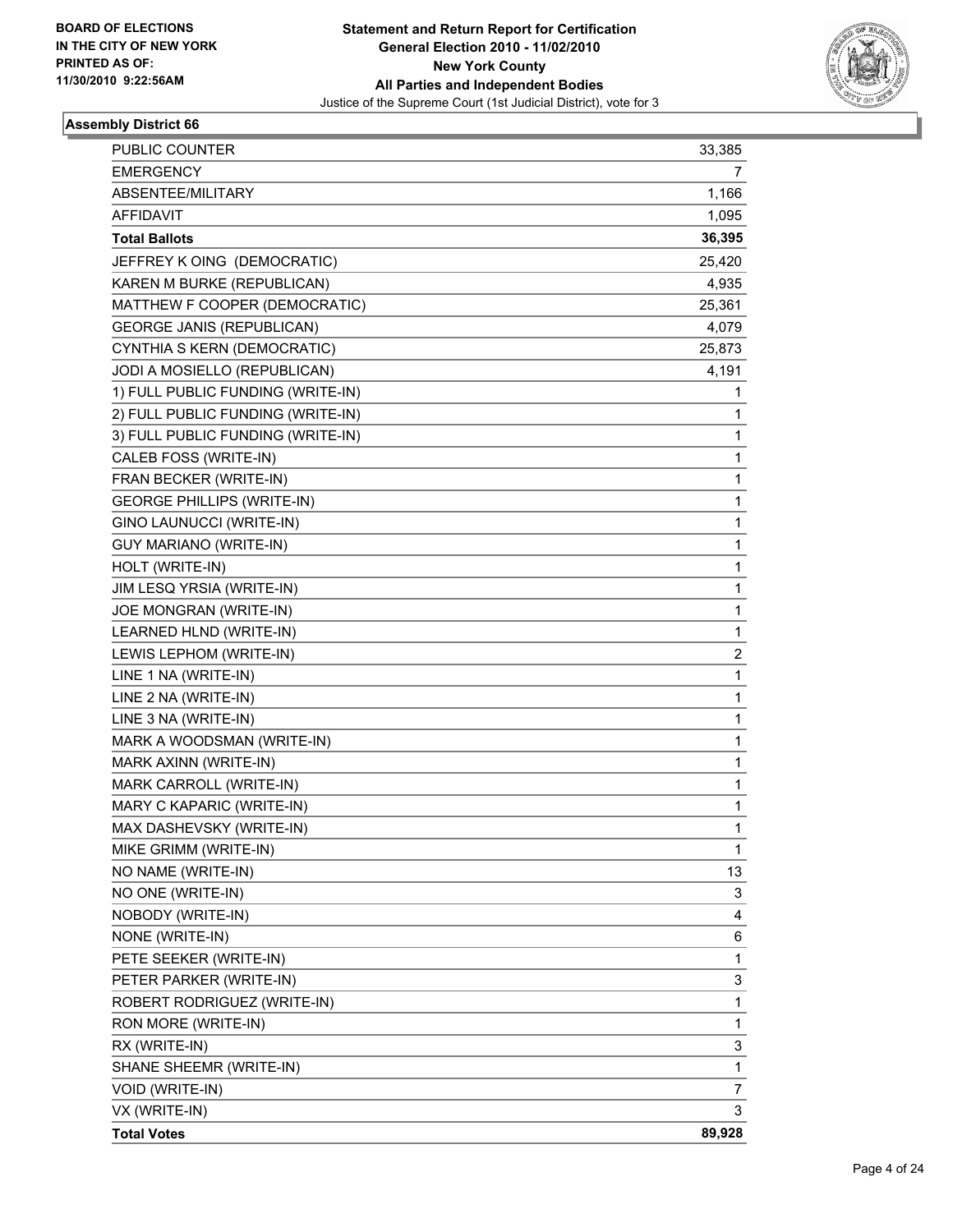**BOARD OF ELECTIONS IN THE CITY OF NEW YORK PRINTED AS OF: 11/30/2010 9:22:56AM**

# Statement and Return Report for Certification
## General Election 2010 - 11/02/2010
## New York County
## All Parties and Independent Bodies
Justice of the Supreme Court (1st Judicial District), vote for 3

### Assembly District 66

| | |
|---|---|
| PUBLIC COUNTER | 33,385 |
| EMERGENCY | 7 |
| ABSENTEE/MILITARY | 1,166 |
| AFFIDAVIT | 1,095 |
| **Total Ballots** | **36,395** |
| JEFFREY K OING (DEMOCRATIC) | 25,420 |
| KAREN M BURKE (REPUBLICAN) | 4,935 |
| MATTHEW F COOPER (DEMOCRATIC) | 25,361 |
| GEORGE JANIS (REPUBLICAN) | 4,079 |
| CYNTHIA S KERN (DEMOCRATIC) | 25,873 |
| JODI A MOSIELLO (REPUBLICAN) | 4,191 |
| 1) FULL PUBLIC FUNDING (WRITE-IN) | 1 |
| 2) FULL PUBLIC FUNDING (WRITE-IN) | 1 |
| 3) FULL PUBLIC FUNDING (WRITE-IN) | 1 |
| CALEB FOSS (WRITE-IN) | 1 |
| FRAN BECKER (WRITE-IN) | 1 |
| GEORGE PHILLIPS (WRITE-IN) | 1 |
| GINO LAUNUCCI (WRITE-IN) | 1 |
| GUY MARIANO (WRITE-IN) | 1 |
| HOLT (WRITE-IN) | 1 |
| JIM LESQ YRSIA (WRITE-IN) | 1 |
| JOE MONGRAN (WRITE-IN) | 1 |
| LEARNED HLND (WRITE-IN) | 1 |
| LEWIS LEPHOM (WRITE-IN) | 2 |
| LINE 1 NA (WRITE-IN) | 1 |
| LINE 2 NA (WRITE-IN) | 1 |
| LINE 3 NA (WRITE-IN) | 1 |
| MARK A WOODSMAN (WRITE-IN) | 1 |
| MARK AXINN (WRITE-IN) | 1 |
| MARK CARROLL (WRITE-IN) | 1 |
| MARY C KAPARIC (WRITE-IN) | 1 |
| MAX DASHEVSKY (WRITE-IN) | 1 |
| MIKE GRIMM (WRITE-IN) | 1 |
| NO NAME (WRITE-IN) | 13 |
| NO ONE (WRITE-IN) | 3 |
| NOBODY (WRITE-IN) | 4 |
| NONE (WRITE-IN) | 6 |
| PETE SEEKER (WRITE-IN) | 1 |
| PETER PARKER (WRITE-IN) | 3 |
| ROBERT RODRIGUEZ (WRITE-IN) | 1 |
| RON MORE (WRITE-IN) | 1 |
| RX (WRITE-IN) | 3 |
| SHANE SHEEMR (WRITE-IN) | 1 |
| VOID (WRITE-IN) | 7 |
| VX (WRITE-IN) | 3 |
| **Total Votes** | **89,928** |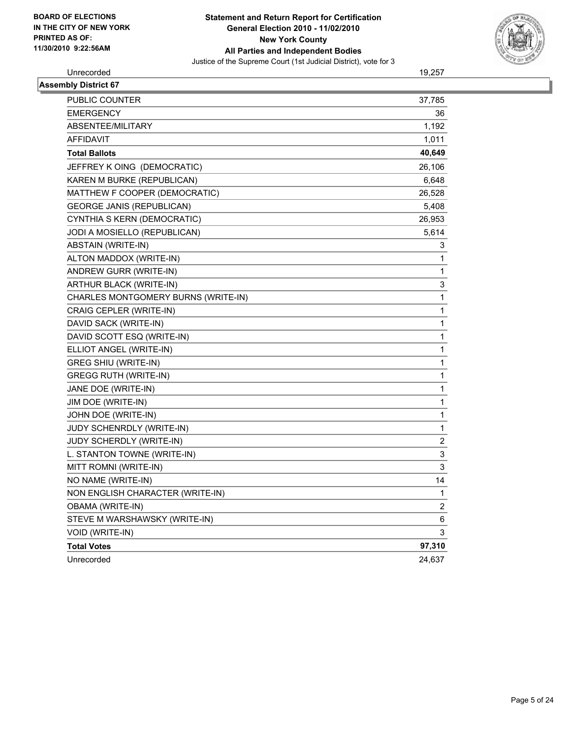**BOARD OF ELECTIONS IN THE CITY OF NEW YORK PRINTED AS OF: 11/30/2010 9:22:56AM**

# Statement and Return Report for Certification General Election 2010 - 11/02/2010 New York County All Parties and Independent Bodies

Justice of the Supreme Court (1st Judicial District), vote for 3

| Unrecorded | 19,257 |
|---|---|

**Assembly District 67**

| | |
|---|---|
| PUBLIC COUNTER | 37,785 |
| EMERGENCY | 36 |
| ABSENTEE/MILITARY | 1,192 |
| AFFIDAVIT | 1,011 |
| **Total Ballots** | **40,649** |
| JEFFREY K OING (DEMOCRATIC) | 26,106 |
| KAREN M BURKE (REPUBLICAN) | 6,648 |
| MATTHEW F COOPER (DEMOCRATIC) | 26,528 |
| GEORGE JANIS (REPUBLICAN) | 5,408 |
| CYNTHIA S KERN (DEMOCRATIC) | 26,953 |
| JODI A MOSIELLO (REPUBLICAN) | 5,614 |
| ABSTAIN (WRITE-IN) | 3 |
| ALTON MADDOX (WRITE-IN) | 1 |
| ANDREW GURR (WRITE-IN) | 1 |
| ARTHUR BLACK (WRITE-IN) | 3 |
| CHARLES MONTGOMERY BURNS (WRITE-IN) | 1 |
| CRAIG CEPLER (WRITE-IN) | 1 |
| DAVID SACK (WRITE-IN) | 1 |
| DAVID SCOTT ESQ (WRITE-IN) | 1 |
| ELLIOT ANGEL (WRITE-IN) | 1 |
| GREG SHIU (WRITE-IN) | 1 |
| GREGG RUTH (WRITE-IN) | 1 |
| JANE DOE (WRITE-IN) | 1 |
| JIM DOE (WRITE-IN) | 1 |
| JOHN DOE (WRITE-IN) | 1 |
| JUDY SCHENRDLY (WRITE-IN) | 1 |
| JUDY SCHERDLY (WRITE-IN) | 2 |
| L. STANTON TOWNE (WRITE-IN) | 3 |
| MITT ROMNI (WRITE-IN) | 3 |
| NO NAME (WRITE-IN) | 14 |
| NON ENGLISH CHARACTER (WRITE-IN) | 1 |
| OBAMA (WRITE-IN) | 2 |
| STEVE M WARSHAWSKY (WRITE-IN) | 6 |
| VOID (WRITE-IN) | 3 |
| **Total Votes** | **97,310** |
| Unrecorded | 24,637 |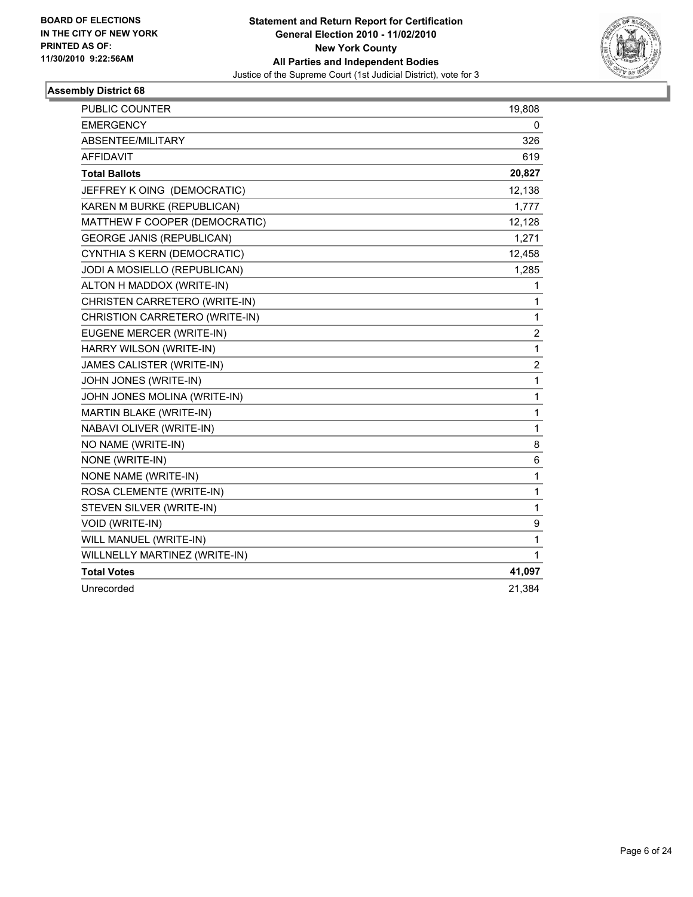**BOARD OF ELECTIONS IN THE CITY OF NEW YORK PRINTED AS OF: 11/30/2010 9:22:56AM**

**Statement and Return Report for Certification**
**General Election 2010 - 11/02/2010**
**New York County**
**All Parties and Independent Bodies**
Justice of the Supreme Court (1st Judicial District), vote for 3

### Assembly District 68

| | |
|---|---|
| PUBLIC COUNTER | 19,808 |
| EMERGENCY | 0 |
| ABSENTEE/MILITARY | 326 |
| AFFIDAVIT | 619 |
| **Total Ballots** | **20,827** |
| JEFFREY K OING (DEMOCRATIC) | 12,138 |
| KAREN M BURKE (REPUBLICAN) | 1,777 |
| MATTHEW F COOPER (DEMOCRATIC) | 12,128 |
| GEORGE JANIS (REPUBLICAN) | 1,271 |
| CYNTHIA S KERN (DEMOCRATIC) | 12,458 |
| JODI A MOSIELLO (REPUBLICAN) | 1,285 |
| ALTON H MADDOX (WRITE-IN) | 1 |
| CHRISTEN CARRETERO (WRITE-IN) | 1 |
| CHRISTION CARRETERO (WRITE-IN) | 1 |
| EUGENE MERCER (WRITE-IN) | 2 |
| HARRY WILSON (WRITE-IN) | 1 |
| JAMES CALISTER (WRITE-IN) | 2 |
| JOHN JONES (WRITE-IN) | 1 |
| JOHN JONES MOLINA (WRITE-IN) | 1 |
| MARTIN BLAKE (WRITE-IN) | 1 |
| NABAVI OLIVER (WRITE-IN) | 1 |
| NO NAME (WRITE-IN) | 8 |
| NONE (WRITE-IN) | 6 |
| NONE NAME (WRITE-IN) | 1 |
| ROSA CLEMENTE (WRITE-IN) | 1 |
| STEVEN SILVER (WRITE-IN) | 1 |
| VOID (WRITE-IN) | 9 |
| WILL MANUEL (WRITE-IN) | 1 |
| WILLNELLY MARTINEZ (WRITE-IN) | 1 |
| **Total Votes** | **41,097** |
| Unrecorded | 21,384 |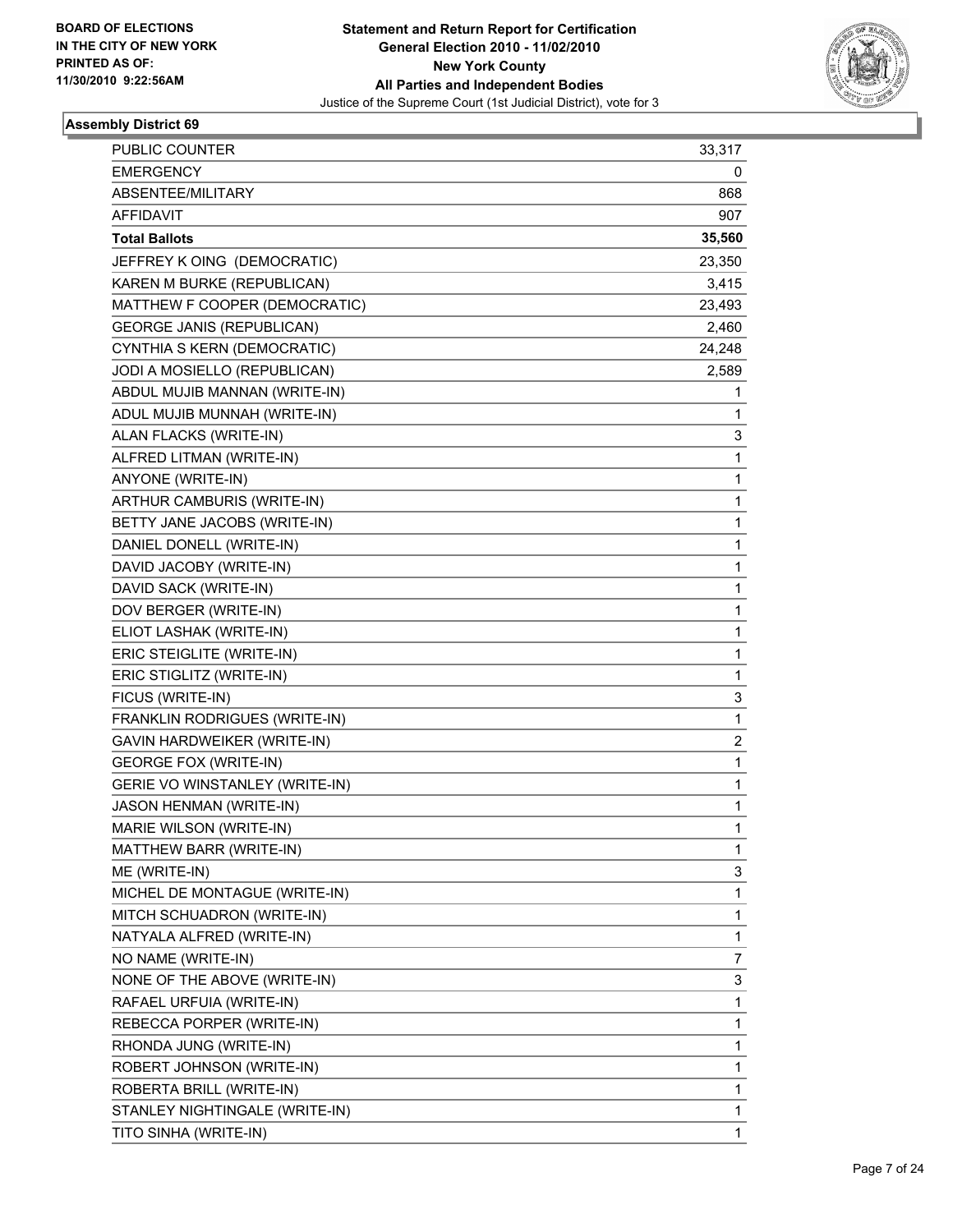BOARD OF ELECTIONS IN THE CITY OF NEW YORK PRINTED AS OF: 11/30/2010 9:22:56AM

**Statement and Return Report for Certification**
**General Election 2010 - 11/02/2010**
**New York County**
**All Parties and Independent Bodies**
Justice of the Supreme Court (1st Judicial District), vote for 3

### Assembly District 69

| | |
|---|---|
| PUBLIC COUNTER | 33,317 |
| EMERGENCY | 0 |
| ABSENTEE/MILITARY | 868 |
| AFFIDAVIT | 907 |
| **Total Ballots** | **35,560** |
| JEFFREY K OING (DEMOCRATIC) | 23,350 |
| KAREN M BURKE (REPUBLICAN) | 3,415 |
| MATTHEW F COOPER (DEMOCRATIC) | 23,493 |
| GEORGE JANIS (REPUBLICAN) | 2,460 |
| CYNTHIA S KERN (DEMOCRATIC) | 24,248 |
| JODI A MOSIELLO (REPUBLICAN) | 2,589 |
| ABDUL MUJIB MANNAN (WRITE-IN) | 1 |
| ADUL MUJIB MUNNAH (WRITE-IN) | 1 |
| ALAN FLACKS (WRITE-IN) | 3 |
| ALFRED LITMAN (WRITE-IN) | 1 |
| ANYONE (WRITE-IN) | 1 |
| ARTHUR CAMBURIS (WRITE-IN) | 1 |
| BETTY JANE JACOBS (WRITE-IN) | 1 |
| DANIEL DONELL (WRITE-IN) | 1 |
| DAVID JACOBY (WRITE-IN) | 1 |
| DAVID SACK (WRITE-IN) | 1 |
| DOV BERGER (WRITE-IN) | 1 |
| ELIOT LASHAK (WRITE-IN) | 1 |
| ERIC STEIGLITE (WRITE-IN) | 1 |
| ERIC STIGLITZ (WRITE-IN) | 1 |
| FICUS (WRITE-IN) | 3 |
| FRANKLIN RODRIGUES (WRITE-IN) | 1 |
| GAVIN HARDWEIKER (WRITE-IN) | 2 |
| GEORGE FOX (WRITE-IN) | 1 |
| GERIE VO WINSTANLEY (WRITE-IN) | 1 |
| JASON HENMAN (WRITE-IN) | 1 |
| MARIE WILSON (WRITE-IN) | 1 |
| MATTHEW BARR (WRITE-IN) | 1 |
| ME (WRITE-IN) | 3 |
| MICHEL DE MONTAGUE (WRITE-IN) | 1 |
| MITCH SCHUADRON (WRITE-IN) | 1 |
| NATYALA ALFRED (WRITE-IN) | 1 |
| NO NAME (WRITE-IN) | 7 |
| NONE OF THE ABOVE (WRITE-IN) | 3 |
| RAFAEL URFUIA (WRITE-IN) | 1 |
| REBECCA PORPER (WRITE-IN) | 1 |
| RHONDA JUNG (WRITE-IN) | 1 |
| ROBERT JOHNSON (WRITE-IN) | 1 |
| ROBERTA BRILL (WRITE-IN) | 1 |
| STANLEY NIGHTINGALE (WRITE-IN) | 1 |
| TITO SINHA (WRITE-IN) | 1 |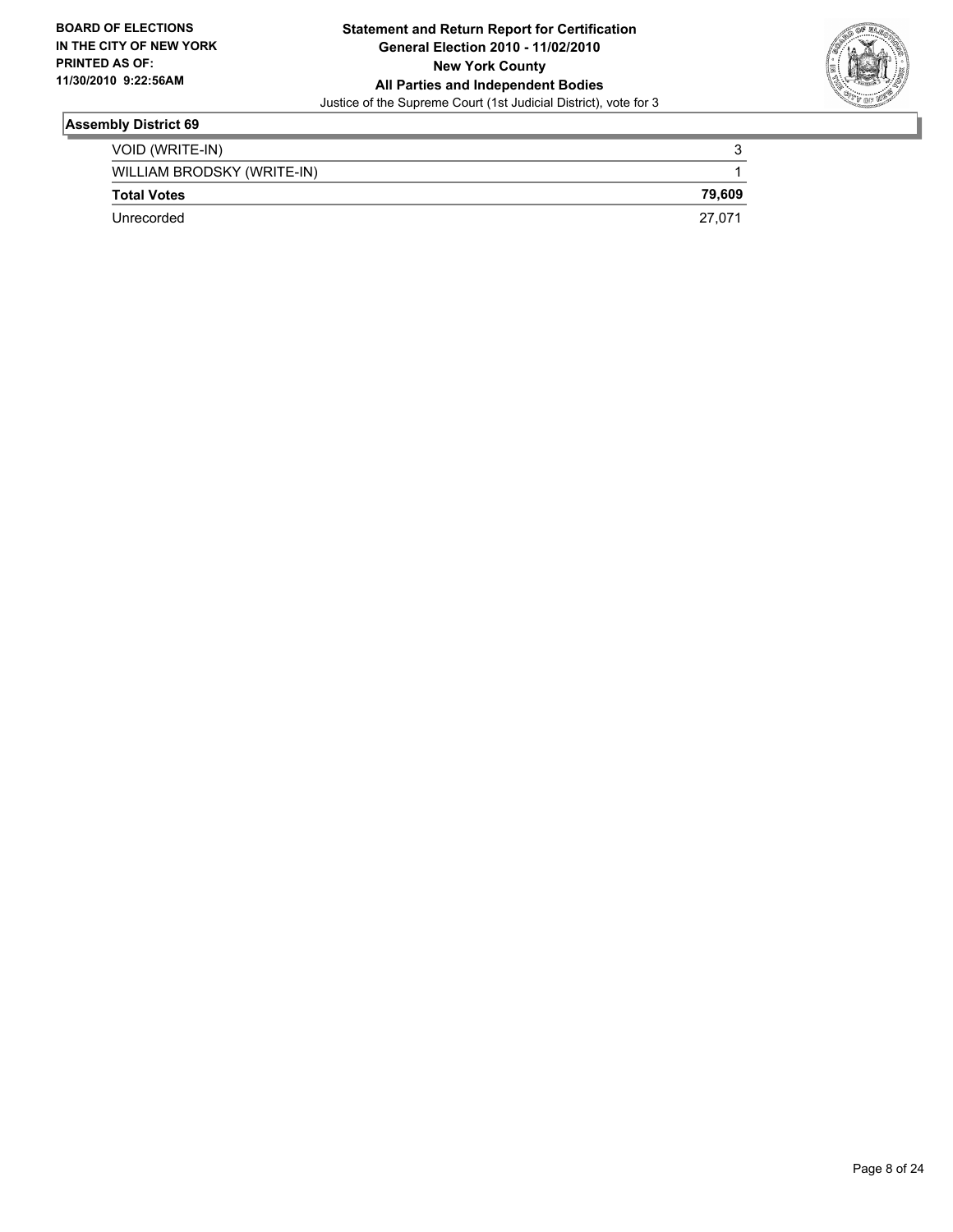**BOARD OF ELECTIONS IN THE CITY OF NEW YORK PRINTED AS OF: 11/30/2010 9:22:56AM**

**Statement and Return Report for Certification**
**General Election 2010 - 11/02/2010**
**New York County**
**All Parties and Independent Bodies**
Justice of the Supreme Court (1st Judicial District), vote for 3

### Assembly District 69

| | |
|---|---|
| VOID (WRITE-IN) | 3 |
| WILLIAM BRODSKY (WRITE-IN) | 1 |
| **Total Votes** | **79,609** |
| Unrecorded | 27,071 |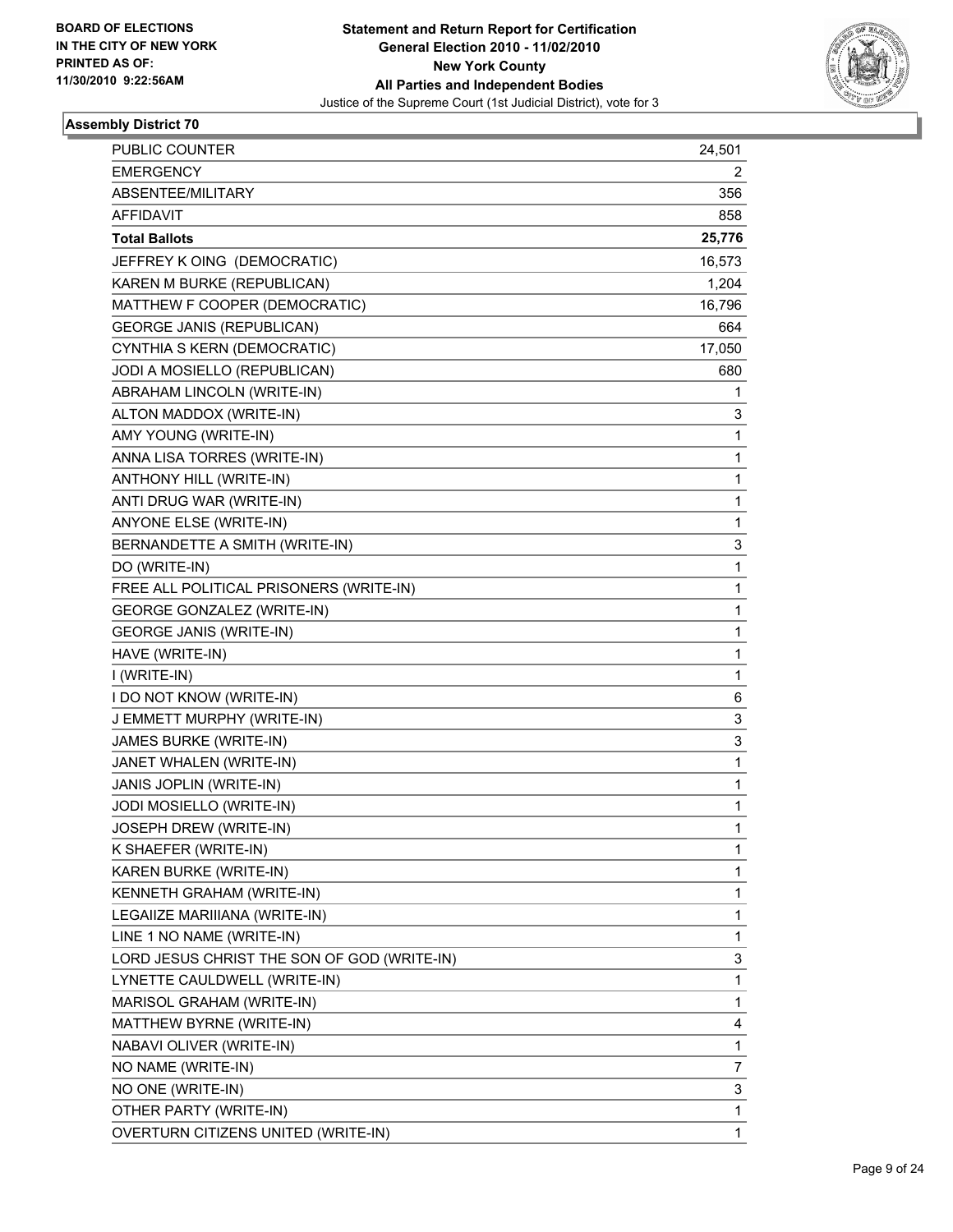BOARD OF ELECTIONS
IN THE CITY OF NEW YORK
PRINTED AS OF:
11/30/2010 9:22:56AM

**Statement and Return Report for Certification**
**General Election 2010 - 11/02/2010**
**New York County**
**All Parties and Independent Bodies**
Justice of the Supreme Court (1st Judicial District), vote for 3

### Assembly District 70

| | |
|---|---|
| PUBLIC COUNTER | 24,501 |
| EMERGENCY | 2 |
| ABSENTEE/MILITARY | 356 |
| AFFIDAVIT | 858 |
| **Total Ballots** | **25,776** |
| JEFFREY K OING (DEMOCRATIC) | 16,573 |
| KAREN M BURKE (REPUBLICAN) | 1,204 |
| MATTHEW F COOPER (DEMOCRATIC) | 16,796 |
| GEORGE JANIS (REPUBLICAN) | 664 |
| CYNTHIA S KERN (DEMOCRATIC) | 17,050 |
| JODI A MOSIELLO (REPUBLICAN) | 680 |
| ABRAHAM LINCOLN (WRITE-IN) | 1 |
| ALTON MADDOX (WRITE-IN) | 3 |
| AMY YOUNG (WRITE-IN) | 1 |
| ANNA LISA TORRES (WRITE-IN) | 1 |
| ANTHONY HILL (WRITE-IN) | 1 |
| ANTI DRUG WAR (WRITE-IN) | 1 |
| ANYONE ELSE (WRITE-IN) | 1 |
| BERNANDETTE A SMITH (WRITE-IN) | 3 |
| DO (WRITE-IN) | 1 |
| FREE ALL POLITICAL PRISONERS (WRITE-IN) | 1 |
| GEORGE GONZALEZ (WRITE-IN) | 1 |
| GEORGE JANIS (WRITE-IN) | 1 |
| HAVE (WRITE-IN) | 1 |
| I (WRITE-IN) | 1 |
| I DO NOT KNOW (WRITE-IN) | 6 |
| J EMMETT MURPHY (WRITE-IN) | 3 |
| JAMES BURKE (WRITE-IN) | 3 |
| JANET WHALEN (WRITE-IN) | 1 |
| JANIS JOPLIN (WRITE-IN) | 1 |
| JODI MOSIELLO (WRITE-IN) | 1 |
| JOSEPH DREW (WRITE-IN) | 1 |
| K SHAEFER (WRITE-IN) | 1 |
| KAREN BURKE (WRITE-IN) | 1 |
| KENNETH GRAHAM (WRITE-IN) | 1 |
| LEGAIIZE MARIIIANA (WRITE-IN) | 1 |
| LINE 1 NO NAME (WRITE-IN) | 1 |
| LORD JESUS CHRIST THE SON OF GOD (WRITE-IN) | 3 |
| LYNETTE CAULDWELL (WRITE-IN) | 1 |
| MARISOL GRAHAM (WRITE-IN) | 1 |
| MATTHEW BYRNE (WRITE-IN) | 4 |
| NABAVI OLIVER (WRITE-IN) | 1 |
| NO NAME (WRITE-IN) | 7 |
| NO ONE (WRITE-IN) | 3 |
| OTHER PARTY (WRITE-IN) | 1 |
| OVERTURN CITIZENS UNITED (WRITE-IN) | 1 |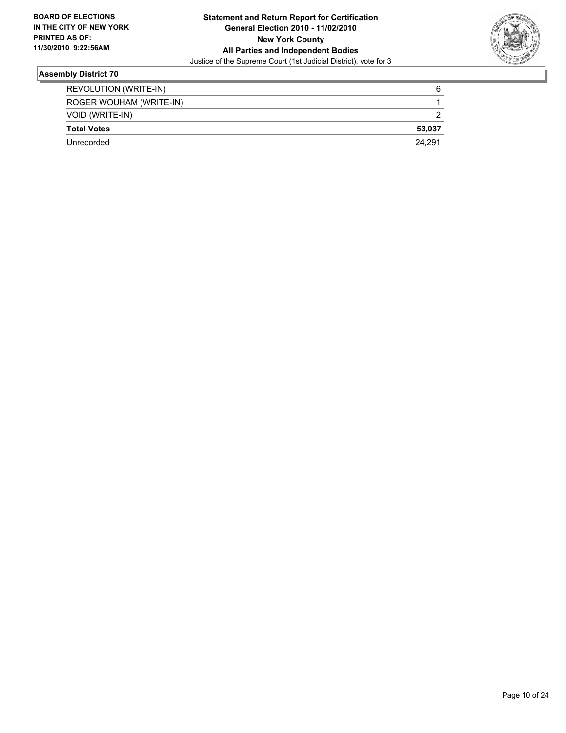## Assembly District 70

| | |
|---|---|
| REVOLUTION (WRITE-IN) | 6 |
| ROGER WOUHAM (WRITE-IN) | 1 |
| VOID (WRITE-IN) | 2 |
| **Total Votes** | **53,037** |
| Unrecorded | 24,291 |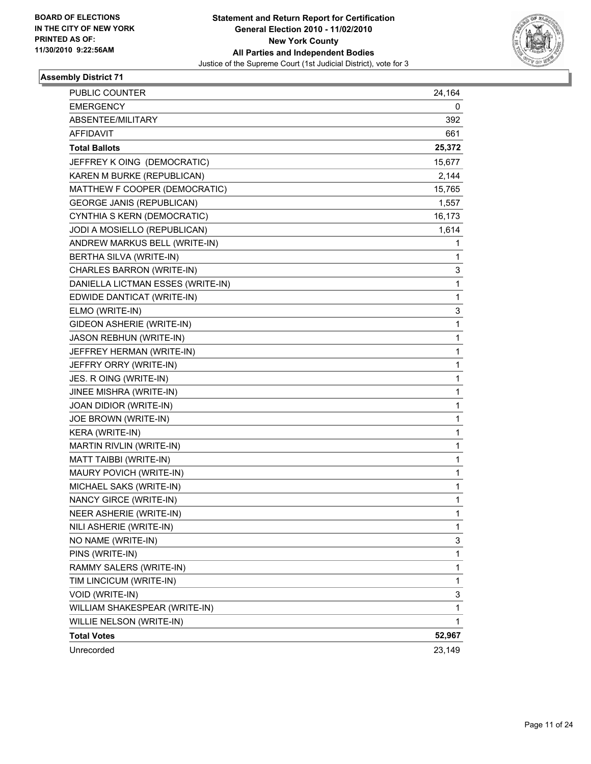BOARD OF ELECTIONS
IN THE CITY OF NEW YORK
PRINTED AS OF:
11/30/2010 9:22:56AM

**Statement and Return Report for Certification**
**General Election 2010 - 11/02/2010**
**New York County**
**All Parties and Independent Bodies**
Justice of the Supreme Court (1st Judicial District), vote for 3

## Assembly District 71

| | |
|---|---|
| PUBLIC COUNTER | 24,164 |
| EMERGENCY | 0 |
| ABSENTEE/MILITARY | 392 |
| AFFIDAVIT | 661 |
| **Total Ballots** | **25,372** |
| JEFFREY K OING (DEMOCRATIC) | 15,677 |
| KAREN M BURKE (REPUBLICAN) | 2,144 |
| MATTHEW F COOPER (DEMOCRATIC) | 15,765 |
| GEORGE JANIS (REPUBLICAN) | 1,557 |
| CYNTHIA S KERN (DEMOCRATIC) | 16,173 |
| JODI A MOSIELLO (REPUBLICAN) | 1,614 |
| ANDREW MARKUS BELL (WRITE-IN) | 1 |
| BERTHA SILVA (WRITE-IN) | 1 |
| CHARLES BARRON (WRITE-IN) | 3 |
| DANIELLA LICTMAN ESSES (WRITE-IN) | 1 |
| EDWIDE DANTICAT (WRITE-IN) | 1 |
| ELMO (WRITE-IN) | 3 |
| GIDEON ASHERIE (WRITE-IN) | 1 |
| JASON REBHUN (WRITE-IN) | 1 |
| JEFFREY HERMAN (WRITE-IN) | 1 |
| JEFFRY ORRY (WRITE-IN) | 1 |
| JES. R OING (WRITE-IN) | 1 |
| JINEE MISHRA (WRITE-IN) | 1 |
| JOAN DIDIOR (WRITE-IN) | 1 |
| JOE BROWN (WRITE-IN) | 1 |
| KERA (WRITE-IN) | 1 |
| MARTIN RIVLIN (WRITE-IN) | 1 |
| MATT TAIBBI (WRITE-IN) | 1 |
| MAURY POVICH (WRITE-IN) | 1 |
| MICHAEL SAKS (WRITE-IN) | 1 |
| NANCY GIRCE (WRITE-IN) | 1 |
| NEER ASHERIE (WRITE-IN) | 1 |
| NILI ASHERIE (WRITE-IN) | 1 |
| NO NAME (WRITE-IN) | 3 |
| PINS (WRITE-IN) | 1 |
| RAMMY SALERS (WRITE-IN) | 1 |
| TIM LINCICUM (WRITE-IN) | 1 |
| VOID (WRITE-IN) | 3 |
| WILLIAM SHAKESPEAR (WRITE-IN) | 1 |
| WILLIE NELSON (WRITE-IN) | 1 |
| **Total Votes** | **52,967** |
| Unrecorded | 23,149 |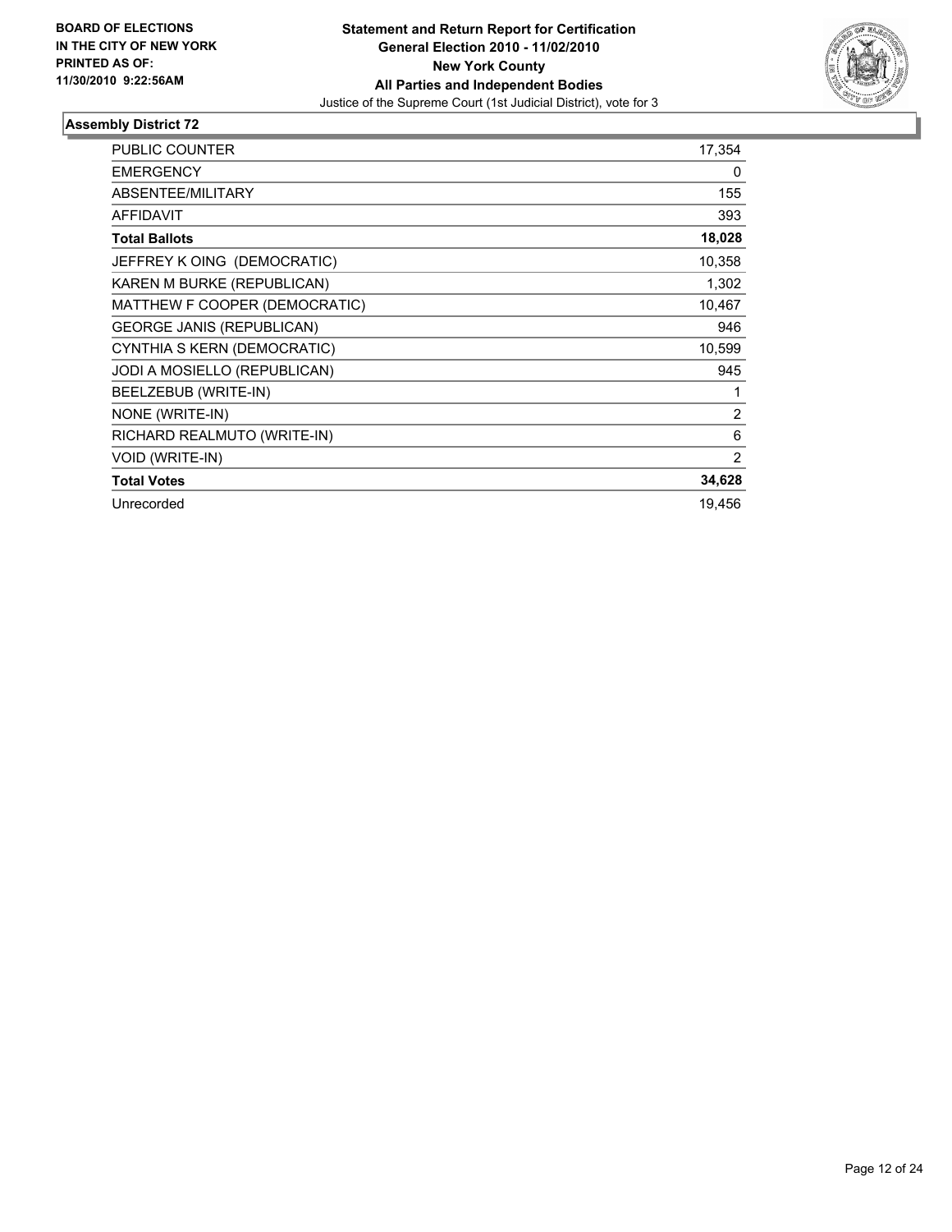**BOARD OF ELECTIONS IN THE CITY OF NEW YORK PRINTED AS OF: 11/30/2010 9:22:56AM**

**Statement and Return Report for Certification**
**General Election 2010 - 11/02/2010**
**New York County**
**All Parties and Independent Bodies**
Justice of the Supreme Court (1st Judicial District), vote for 3

## Assembly District 72

| | |
|---|---|
| PUBLIC COUNTER | 17,354 |
| EMERGENCY | 0 |
| ABSENTEE/MILITARY | 155 |
| AFFIDAVIT | 393 |
| **Total Ballots** | **18,028** |
| JEFFREY K OING (DEMOCRATIC) | 10,358 |
| KAREN M BURKE (REPUBLICAN) | 1,302 |
| MATTHEW F COOPER (DEMOCRATIC) | 10,467 |
| GEORGE JANIS (REPUBLICAN) | 946 |
| CYNTHIA S KERN (DEMOCRATIC) | 10,599 |
| JODI A MOSIELLO (REPUBLICAN) | 945 |
| BEELZEBUB (WRITE-IN) | 1 |
| NONE (WRITE-IN) | 2 |
| RICHARD REALMUTO (WRITE-IN) | 6 |
| VOID (WRITE-IN) | 2 |
| **Total Votes** | **34,628** |
| Unrecorded | 19,456 |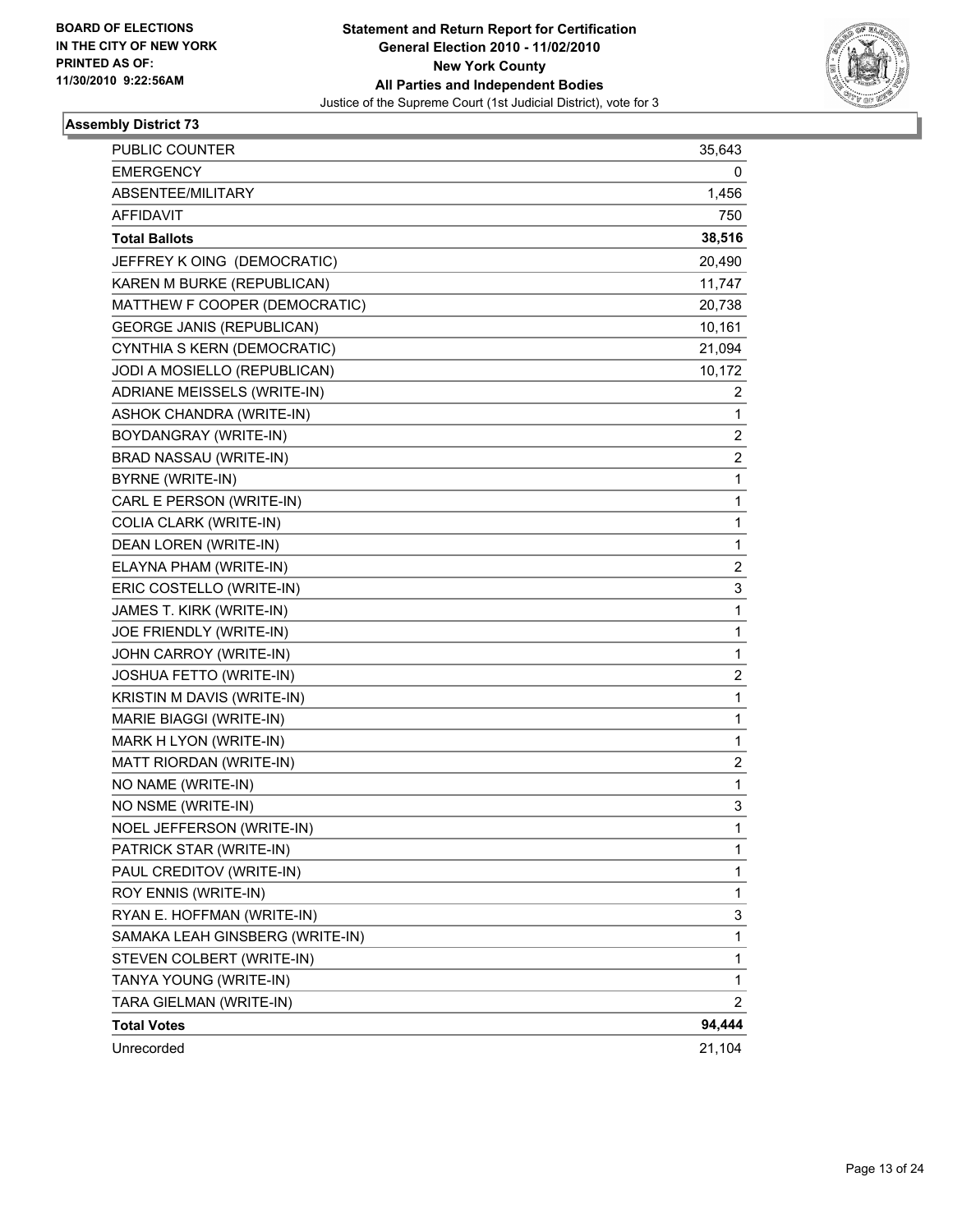BOARD OF ELECTIONS
IN THE CITY OF NEW YORK
PRINTED AS OF:
11/30/2010 9:22:56AM

**Statement and Return Report for Certification**
**General Election 2010 - 11/02/2010**
**New York County**
**All Parties and Independent Bodies**
Justice of the Supreme Court (1st Judicial District), vote for 3

### Assembly District 73

| | |
|---|---|
| PUBLIC COUNTER | 35,643 |
| EMERGENCY | 0 |
| ABSENTEE/MILITARY | 1,456 |
| AFFIDAVIT | 750 |
| **Total Ballots** | **38,516** |
| JEFFREY K OING (DEMOCRATIC) | 20,490 |
| KAREN M BURKE (REPUBLICAN) | 11,747 |
| MATTHEW F COOPER (DEMOCRATIC) | 20,738 |
| GEORGE JANIS (REPUBLICAN) | 10,161 |
| CYNTHIA S KERN (DEMOCRATIC) | 21,094 |
| JODI A MOSIELLO (REPUBLICAN) | 10,172 |
| ADRIANE MEISSELS (WRITE-IN) | 2 |
| ASHOK CHANDRA (WRITE-IN) | 1 |
| BOYDANGRAY (WRITE-IN) | 2 |
| BRAD NASSAU (WRITE-IN) | 2 |
| BYRNE (WRITE-IN) | 1 |
| CARL E PERSON (WRITE-IN) | 1 |
| COLIA CLARK (WRITE-IN) | 1 |
| DEAN LOREN (WRITE-IN) | 1 |
| ELAYNA PHAM (WRITE-IN) | 2 |
| ERIC COSTELLO (WRITE-IN) | 3 |
| JAMES T. KIRK (WRITE-IN) | 1 |
| JOE FRIENDLY (WRITE-IN) | 1 |
| JOHN CARROY (WRITE-IN) | 1 |
| JOSHUA FETTO (WRITE-IN) | 2 |
| KRISTIN M DAVIS (WRITE-IN) | 1 |
| MARIE BIAGGI (WRITE-IN) | 1 |
| MARK H LYON (WRITE-IN) | 1 |
| MATT RIORDAN (WRITE-IN) | 2 |
| NO NAME (WRITE-IN) | 1 |
| NO NSME (WRITE-IN) | 3 |
| NOEL JEFFERSON (WRITE-IN) | 1 |
| PATRICK STAR (WRITE-IN) | 1 |
| PAUL CREDITOV (WRITE-IN) | 1 |
| ROY ENNIS (WRITE-IN) | 1 |
| RYAN E. HOFFMAN (WRITE-IN) | 3 |
| SAMAKA LEAH GINSBERG (WRITE-IN) | 1 |
| STEVEN COLBERT (WRITE-IN) | 1 |
| TANYA YOUNG (WRITE-IN) | 1 |
| TARA GIELMAN (WRITE-IN) | 2 |
| **Total Votes** | **94,444** |
| Unrecorded | 21,104 |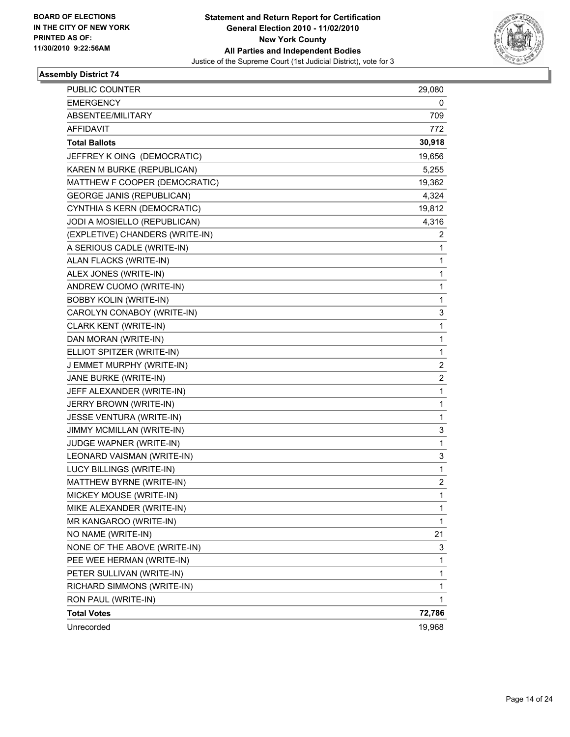BOARD OF ELECTIONS
IN THE CITY OF NEW YORK
PRINTED AS OF:
11/30/2010 9:22:56AM

**Statement and Return Report for Certification**
**General Election 2010 - 11/02/2010**
**New York County**
**All Parties and Independent Bodies**
Justice of the Supreme Court (1st Judicial District), vote for 3

### Assembly District 74

| | |
|---|---|
| PUBLIC COUNTER | 29,080 |
| EMERGENCY | 0 |
| ABSENTEE/MILITARY | 709 |
| AFFIDAVIT | 772 |
| **Total Ballots** | **30,918** |
| JEFFREY K OING (DEMOCRATIC) | 19,656 |
| KAREN M BURKE (REPUBLICAN) | 5,255 |
| MATTHEW F COOPER (DEMOCRATIC) | 19,362 |
| GEORGE JANIS (REPUBLICAN) | 4,324 |
| CYNTHIA S KERN (DEMOCRATIC) | 19,812 |
| JODI A MOSIELLO (REPUBLICAN) | 4,316 |
| (EXPLETIVE) CHANDERS (WRITE-IN) | 2 |
| A SERIOUS CADLE (WRITE-IN) | 1 |
| ALAN FLACKS (WRITE-IN) | 1 |
| ALEX JONES (WRITE-IN) | 1 |
| ANDREW CUOMO (WRITE-IN) | 1 |
| BOBBY KOLIN (WRITE-IN) | 1 |
| CAROLYN CONABOY (WRITE-IN) | 3 |
| CLARK KENT (WRITE-IN) | 1 |
| DAN MORAN (WRITE-IN) | 1 |
| ELLIOT SPITZER (WRITE-IN) | 1 |
| J EMMET MURPHY (WRITE-IN) | 2 |
| JANE BURKE (WRITE-IN) | 2 |
| JEFF ALEXANDER (WRITE-IN) | 1 |
| JERRY BROWN (WRITE-IN) | 1 |
| JESSE VENTURA (WRITE-IN) | 1 |
| JIMMY MCMILLAN (WRITE-IN) | 3 |
| JUDGE WAPNER (WRITE-IN) | 1 |
| LEONARD VAISMAN (WRITE-IN) | 3 |
| LUCY BILLINGS (WRITE-IN) | 1 |
| MATTHEW BYRNE (WRITE-IN) | 2 |
| MICKEY MOUSE (WRITE-IN) | 1 |
| MIKE ALEXANDER (WRITE-IN) | 1 |
| MR KANGAROO (WRITE-IN) | 1 |
| NO NAME (WRITE-IN) | 21 |
| NONE OF THE ABOVE (WRITE-IN) | 3 |
| PEE WEE HERMAN (WRITE-IN) | 1 |
| PETER SULLIVAN (WRITE-IN) | 1 |
| RICHARD SIMMONS (WRITE-IN) | 1 |
| RON PAUL (WRITE-IN) | 1 |
| **Total Votes** | **72,786** |
| Unrecorded | 19,968 |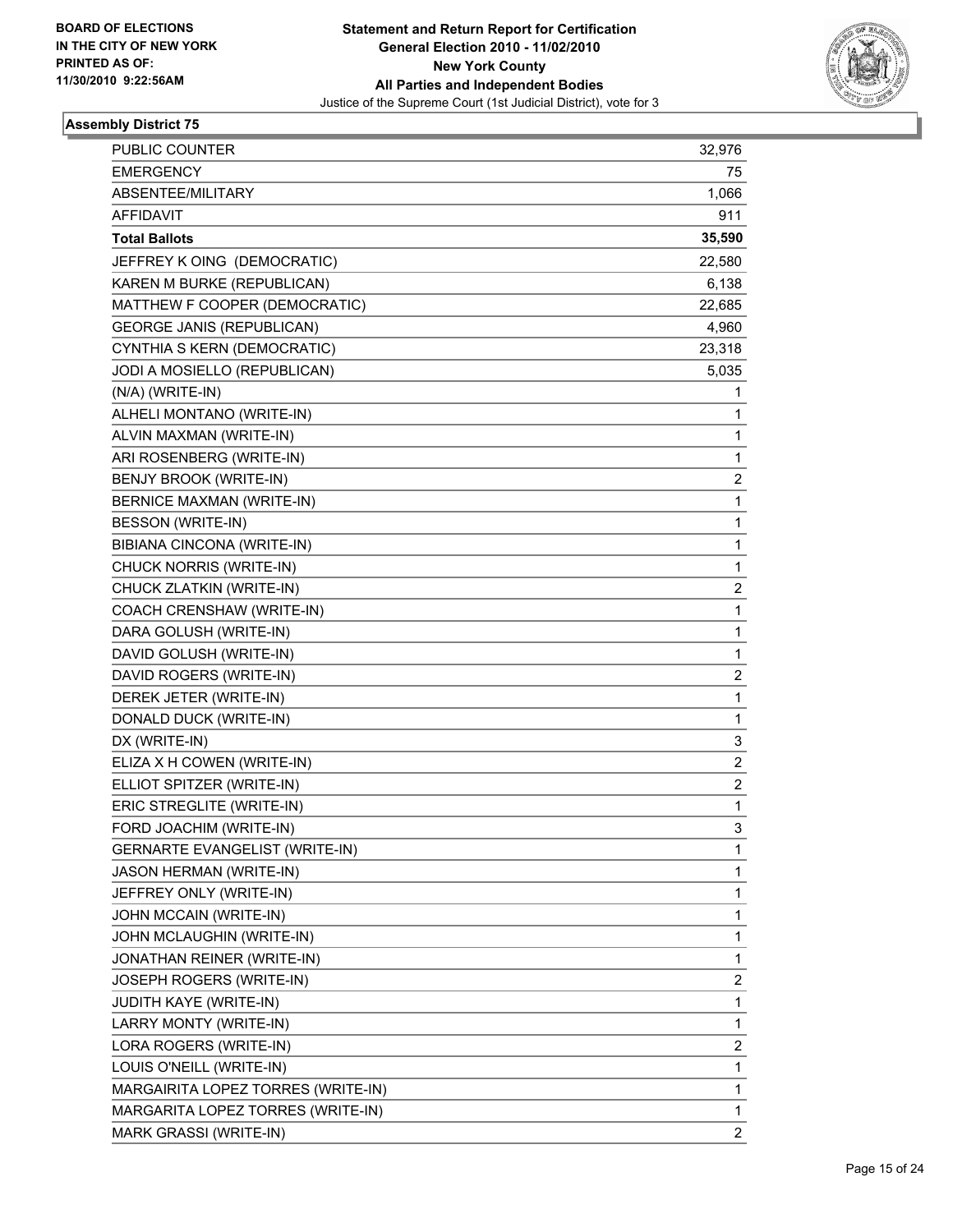BOARD OF ELECTIONS
IN THE CITY OF NEW YORK
PRINTED AS OF:
11/30/2010 9:22:56AM

**Statement and Return Report for Certification**
**General Election 2010 - 11/02/2010**
**New York County**
**All Parties and Independent Bodies**
Justice of the Supreme Court (1st Judicial District), vote for 3

### Assembly District 75

| | |
|---|---|
| PUBLIC COUNTER | 32,976 |
| EMERGENCY | 75 |
| ABSENTEE/MILITARY | 1,066 |
| AFFIDAVIT | 911 |
| **Total Ballots** | **35,590** |
| JEFFREY K OING (DEMOCRATIC) | 22,580 |
| KAREN M BURKE (REPUBLICAN) | 6,138 |
| MATTHEW F COOPER (DEMOCRATIC) | 22,685 |
| GEORGE JANIS (REPUBLICAN) | 4,960 |
| CYNTHIA S KERN (DEMOCRATIC) | 23,318 |
| JODI A MOSIELLO (REPUBLICAN) | 5,035 |
| (N/A) (WRITE-IN) | 1 |
| ALHELI MONTANO (WRITE-IN) | 1 |
| ALVIN MAXMAN (WRITE-IN) | 1 |
| ARI ROSENBERG (WRITE-IN) | 1 |
| BENJY BROOK (WRITE-IN) | 2 |
| BERNICE MAXMAN (WRITE-IN) | 1 |
| BESSON (WRITE-IN) | 1 |
| BIBIANA CINCONA (WRITE-IN) | 1 |
| CHUCK NORRIS (WRITE-IN) | 1 |
| CHUCK ZLATKIN (WRITE-IN) | 2 |
| COACH CRENSHAW (WRITE-IN) | 1 |
| DARA GOLUSH (WRITE-IN) | 1 |
| DAVID GOLUSH (WRITE-IN) | 1 |
| DAVID ROGERS (WRITE-IN) | 2 |
| DEREK JETER (WRITE-IN) | 1 |
| DONALD DUCK (WRITE-IN) | 1 |
| DX (WRITE-IN) | 3 |
| ELIZA X H COWEN (WRITE-IN) | 2 |
| ELLIOT SPITZER (WRITE-IN) | 2 |
| ERIC STREGLITE (WRITE-IN) | 1 |
| FORD JOACHIM (WRITE-IN) | 3 |
| GERNARTE EVANGELIST (WRITE-IN) | 1 |
| JASON HERMAN (WRITE-IN) | 1 |
| JEFFREY ONLY (WRITE-IN) | 1 |
| JOHN MCCAIN (WRITE-IN) | 1 |
| JOHN MCLAUGHIN (WRITE-IN) | 1 |
| JONATHAN REINER (WRITE-IN) | 1 |
| JOSEPH ROGERS (WRITE-IN) | 2 |
| JUDITH KAYE (WRITE-IN) | 1 |
| LARRY MONTY (WRITE-IN) | 1 |
| LORA ROGERS (WRITE-IN) | 2 |
| LOUIS O'NEILL (WRITE-IN) | 1 |
| MARGAIRITA LOPEZ TORRES (WRITE-IN) | 1 |
| MARGARITA LOPEZ TORRES (WRITE-IN) | 1 |
| MARK GRASSI (WRITE-IN) | 2 |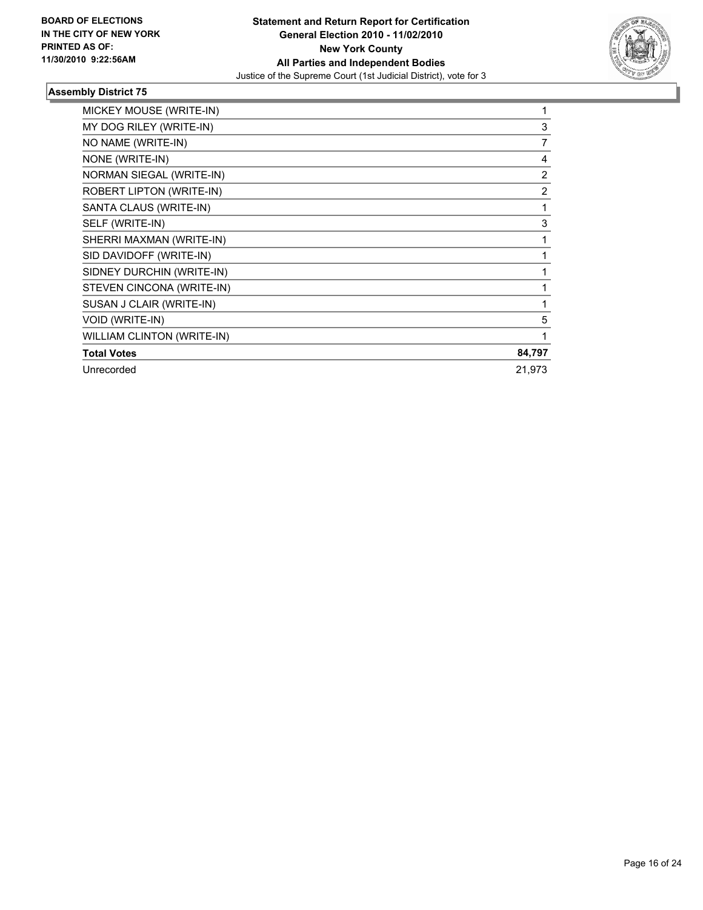**BOARD OF ELECTIONS IN THE CITY OF NEW YORK PRINTED AS OF: 11/30/2010 9:22:56AM**

**Statement and Return Report for Certification General Election 2010 - 11/02/2010 New York County All Parties and Independent Bodies**

Justice of the Supreme Court (1st Judicial District), vote for 3

### Assembly District 75

| | |
|---|---|
| MICKEY MOUSE (WRITE-IN) | 1 |
| MY DOG RILEY (WRITE-IN) | 3 |
| NO NAME (WRITE-IN) | 7 |
| NONE (WRITE-IN) | 4 |
| NORMAN SIEGAL (WRITE-IN) | 2 |
| ROBERT LIPTON (WRITE-IN) | 2 |
| SANTA CLAUS (WRITE-IN) | 1 |
| SELF (WRITE-IN) | 3 |
| SHERRI MAXMAN (WRITE-IN) | 1 |
| SID DAVIDOFF (WRITE-IN) | 1 |
| SIDNEY DURCHIN (WRITE-IN) | 1 |
| STEVEN CINCONA (WRITE-IN) | 1 |
| SUSAN J CLAIR (WRITE-IN) | 1 |
| VOID (WRITE-IN) | 5 |
| WILLIAM CLINTON (WRITE-IN) | 1 |
| **Total Votes** | **84,797** |
| Unrecorded | 21,973 |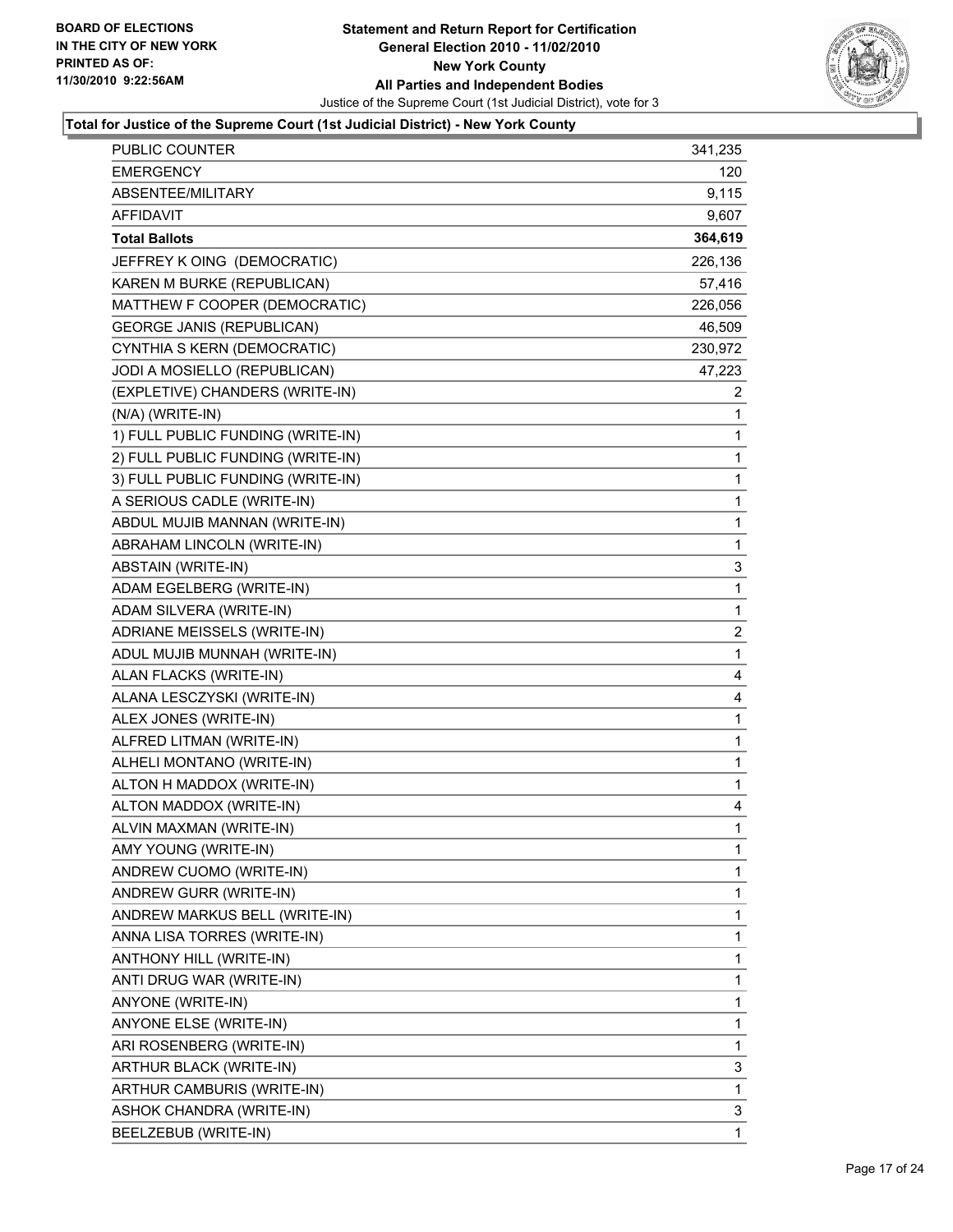**BOARD OF ELECTIONS IN THE CITY OF NEW YORK PRINTED AS OF: 11/30/2010 9:22:56AM**

# Statement and Return Report for Certification
## General Election 2010 - 11/02/2010
## New York County
## All Parties and Independent Bodies

Justice of the Supreme Court (1st Judicial District), vote for 3

### Total for Justice of the Supreme Court (1st Judicial District) - New York County

| | |
|---|---|
| PUBLIC COUNTER | 341,235 |
| EMERGENCY | 120 |
| ABSENTEE/MILITARY | 9,115 |
| AFFIDAVIT | 9,607 |
| **Total Ballots** | **364,619** |
| JEFFREY K OING (DEMOCRATIC) | 226,136 |
| KAREN M BURKE (REPUBLICAN) | 57,416 |
| MATTHEW F COOPER (DEMOCRATIC) | 226,056 |
| GEORGE JANIS (REPUBLICAN) | 46,509 |
| CYNTHIA S KERN (DEMOCRATIC) | 230,972 |
| JODI A MOSIELLO (REPUBLICAN) | 47,223 |
| (EXPLETIVE) CHANDERS (WRITE-IN) | 2 |
| (N/A) (WRITE-IN) | 1 |
| 1) FULL PUBLIC FUNDING (WRITE-IN) | 1 |
| 2) FULL PUBLIC FUNDING (WRITE-IN) | 1 |
| 3) FULL PUBLIC FUNDING (WRITE-IN) | 1 |
| A SERIOUS CADLE (WRITE-IN) | 1 |
| ABDUL MUJIB MANNAN (WRITE-IN) | 1 |
| ABRAHAM LINCOLN (WRITE-IN) | 1 |
| ABSTAIN (WRITE-IN) | 3 |
| ADAM EGELBERG (WRITE-IN) | 1 |
| ADAM SILVERA (WRITE-IN) | 1 |
| ADRIANE MEISSELS (WRITE-IN) | 2 |
| ADUL MUJIB MUNNAH (WRITE-IN) | 1 |
| ALAN FLACKS (WRITE-IN) | 4 |
| ALANA LESCZYSKI (WRITE-IN) | 4 |
| ALEX JONES (WRITE-IN) | 1 |
| ALFRED LITMAN (WRITE-IN) | 1 |
| ALHELI MONTANO (WRITE-IN) | 1 |
| ALTON H MADDOX (WRITE-IN) | 1 |
| ALTON MADDOX (WRITE-IN) | 4 |
| ALVIN MAXMAN (WRITE-IN) | 1 |
| AMY YOUNG (WRITE-IN) | 1 |
| ANDREW CUOMO (WRITE-IN) | 1 |
| ANDREW GURR (WRITE-IN) | 1 |
| ANDREW MARKUS BELL (WRITE-IN) | 1 |
| ANNA LISA TORRES (WRITE-IN) | 1 |
| ANTHONY HILL (WRITE-IN) | 1 |
| ANTI DRUG WAR (WRITE-IN) | 1 |
| ANYONE (WRITE-IN) | 1 |
| ANYONE ELSE (WRITE-IN) | 1 |
| ARI ROSENBERG (WRITE-IN) | 1 |
| ARTHUR BLACK (WRITE-IN) | 3 |
| ARTHUR CAMBURIS (WRITE-IN) | 1 |
| ASHOK CHANDRA (WRITE-IN) | 3 |
| BEELZEBUB (WRITE-IN) | 1 |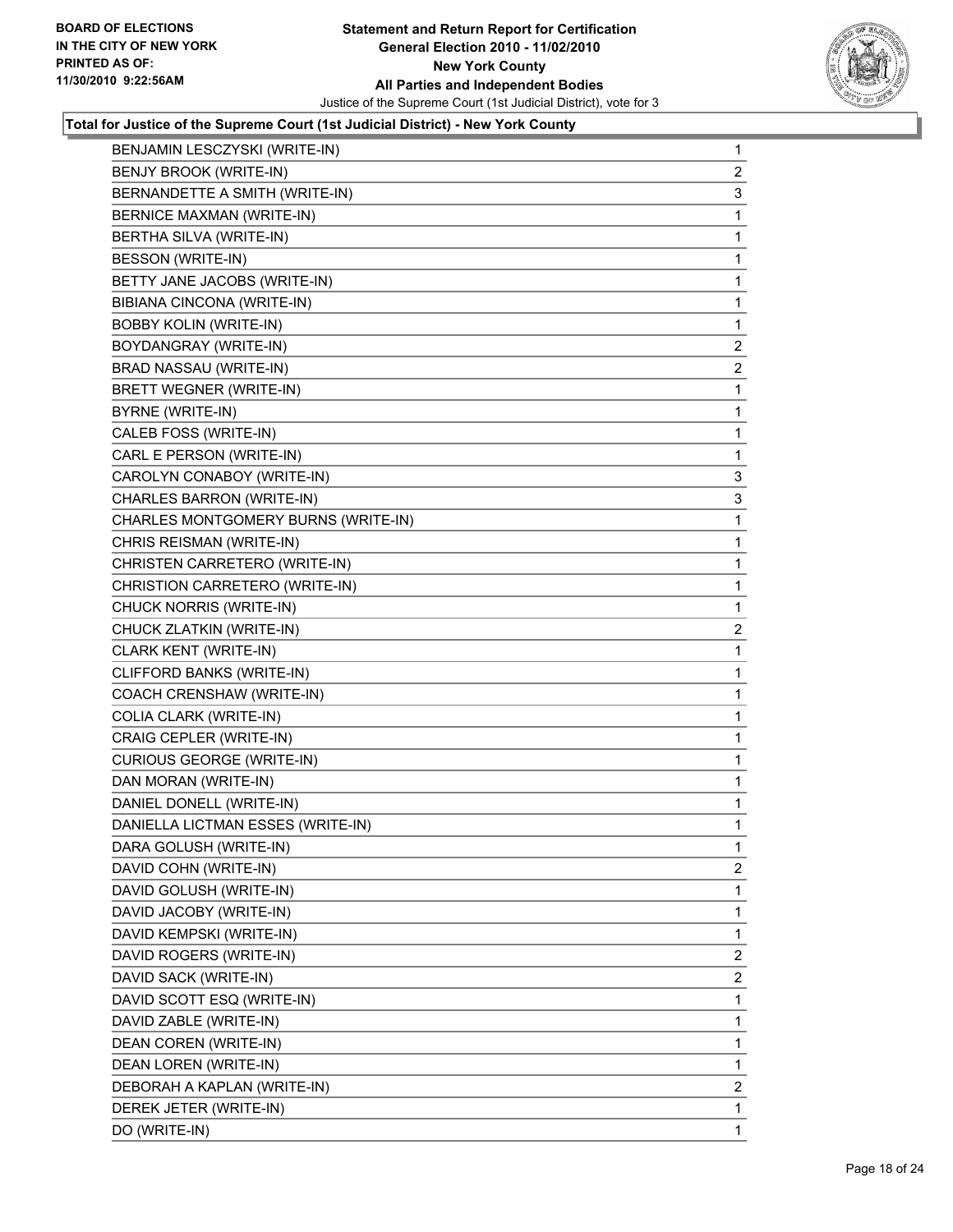**BOARD OF ELECTIONS IN THE CITY OF NEW YORK PRINTED AS OF: 11/30/2010 9:22:56AM**

**Statement and Return Report for Certification General Election 2010 - 11/02/2010 New York County All Parties and Independent Bodies**

Justice of the Supreme Court (1st Judicial District), vote for 3

### Total for Justice of the Supreme Court (1st Judicial District) - New York County

| | |
|---|---|
| BENJAMIN LESCZYSKI (WRITE-IN) | 1 |
| BENJY BROOK (WRITE-IN) | 2 |
| BERNANDETTE A SMITH (WRITE-IN) | 3 |
| BERNICE MAXMAN (WRITE-IN) | 1 |
| BERTHA SILVA (WRITE-IN) | 1 |
| BESSON (WRITE-IN) | 1 |
| BETTY JANE JACOBS (WRITE-IN) | 1 |
| BIBIANA CINCONA (WRITE-IN) | 1 |
| BOBBY KOLIN (WRITE-IN) | 1 |
| BOYDANGRAY (WRITE-IN) | 2 |
| BRAD NASSAU (WRITE-IN) | 2 |
| BRETT WEGNER (WRITE-IN) | 1 |
| BYRNE (WRITE-IN) | 1 |
| CALEB FOSS (WRITE-IN) | 1 |
| CARL E PERSON (WRITE-IN) | 1 |
| CAROLYN CONABOY (WRITE-IN) | 3 |
| CHARLES BARRON (WRITE-IN) | 3 |
| CHARLES MONTGOMERY BURNS (WRITE-IN) | 1 |
| CHRIS REISMAN (WRITE-IN) | 1 |
| CHRISTEN CARRETERO (WRITE-IN) | 1 |
| CHRISTION CARRETERO (WRITE-IN) | 1 |
| CHUCK NORRIS (WRITE-IN) | 1 |
| CHUCK ZLATKIN (WRITE-IN) | 2 |
| CLARK KENT (WRITE-IN) | 1 |
| CLIFFORD BANKS (WRITE-IN) | 1 |
| COACH CRENSHAW (WRITE-IN) | 1 |
| COLIA CLARK (WRITE-IN) | 1 |
| CRAIG CEPLER (WRITE-IN) | 1 |
| CURIOUS GEORGE (WRITE-IN) | 1 |
| DAN MORAN (WRITE-IN) | 1 |
| DANIEL DONELL (WRITE-IN) | 1 |
| DANIELLA LICTMAN ESSES (WRITE-IN) | 1 |
| DARA GOLUSH (WRITE-IN) | 1 |
| DAVID COHN (WRITE-IN) | 2 |
| DAVID GOLUSH (WRITE-IN) | 1 |
| DAVID JACOBY (WRITE-IN) | 1 |
| DAVID KEMPSKI (WRITE-IN) | 1 |
| DAVID ROGERS (WRITE-IN) | 2 |
| DAVID SACK (WRITE-IN) | 2 |
| DAVID SCOTT ESQ (WRITE-IN) | 1 |
| DAVID ZABLE (WRITE-IN) | 1 |
| DEAN COREN (WRITE-IN) | 1 |
| DEAN LOREN (WRITE-IN) | 1 |
| DEBORAH A KAPLAN (WRITE-IN) | 2 |
| DEREK JETER (WRITE-IN) | 1 |
| DO (WRITE-IN) | 1 |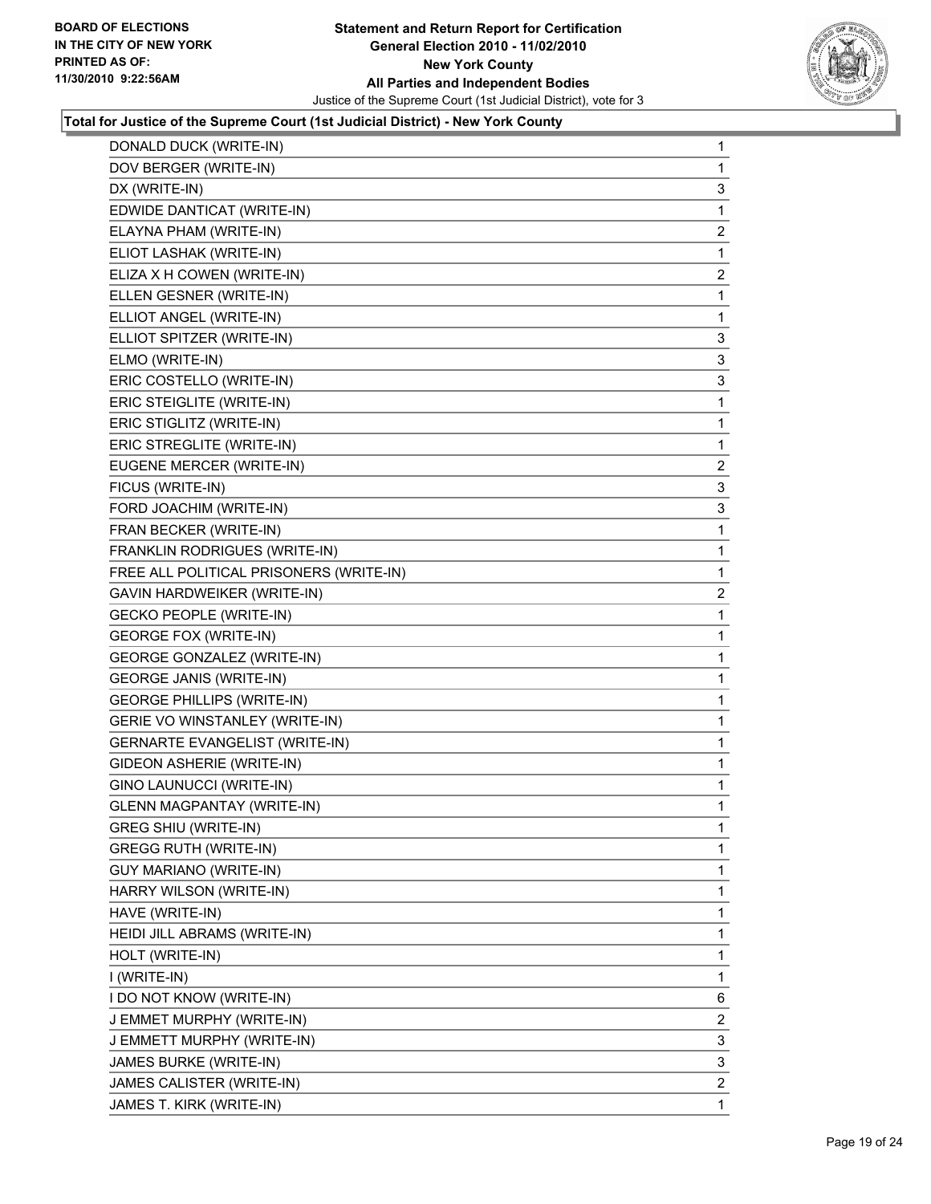**BOARD OF ELECTIONS IN THE CITY OF NEW YORK PRINTED AS OF: 11/30/2010 9:22:56AM**

# Statement and Return Report for Certification
## General Election 2010 - 11/02/2010
## New York County
## All Parties and Independent Bodies
Justice of the Supreme Court (1st Judicial District), vote for 3

### Total for Justice of the Supreme Court (1st Judicial District) - New York County

| Candidate | Votes |
|---|---|
| DONALD DUCK (WRITE-IN) | 1 |
| DOV BERGER (WRITE-IN) | 1 |
| DX (WRITE-IN) | 3 |
| EDWIDE DANTICAT (WRITE-IN) | 1 |
| ELAYNA PHAM (WRITE-IN) | 2 |
| ELIOT LASHAK (WRITE-IN) | 1 |
| ELIZA X H COWEN (WRITE-IN) | 2 |
| ELLEN GESNER (WRITE-IN) | 1 |
| ELLIOT ANGEL (WRITE-IN) | 1 |
| ELLIOT SPITZER (WRITE-IN) | 3 |
| ELMO (WRITE-IN) | 3 |
| ERIC COSTELLO (WRITE-IN) | 3 |
| ERIC STEIGLITE (WRITE-IN) | 1 |
| ERIC STIGLITZ (WRITE-IN) | 1 |
| ERIC STREGLITE (WRITE-IN) | 1 |
| EUGENE MERCER (WRITE-IN) | 2 |
| FICUS (WRITE-IN) | 3 |
| FORD JOACHIM (WRITE-IN) | 3 |
| FRAN BECKER (WRITE-IN) | 1 |
| FRANKLIN RODRIGUES (WRITE-IN) | 1 |
| FREE ALL POLITICAL PRISONERS (WRITE-IN) | 1 |
| GAVIN HARDWEIKER (WRITE-IN) | 2 |
| GECKO PEOPLE (WRITE-IN) | 1 |
| GEORGE FOX (WRITE-IN) | 1 |
| GEORGE GONZALEZ (WRITE-IN) | 1 |
| GEORGE JANIS (WRITE-IN) | 1 |
| GEORGE PHILLIPS (WRITE-IN) | 1 |
| GERIE VO WINSTANLEY (WRITE-IN) | 1 |
| GERNARTE EVANGELIST (WRITE-IN) | 1 |
| GIDEON ASHERIE (WRITE-IN) | 1 |
| GINO LAUNUCCI (WRITE-IN) | 1 |
| GLENN MAGPANTAY (WRITE-IN) | 1 |
| GREG SHIU (WRITE-IN) | 1 |
| GREGG RUTH (WRITE-IN) | 1 |
| GUY MARIANO (WRITE-IN) | 1 |
| HARRY WILSON (WRITE-IN) | 1 |
| HAVE (WRITE-IN) | 1 |
| HEIDI JILL ABRAMS (WRITE-IN) | 1 |
| HOLT (WRITE-IN) | 1 |
| I (WRITE-IN) | 1 |
| I DO NOT KNOW (WRITE-IN) | 6 |
| J EMMET MURPHY (WRITE-IN) | 2 |
| J EMMETT MURPHY (WRITE-IN) | 3 |
| JAMES BURKE (WRITE-IN) | 3 |
| JAMES CALISTER (WRITE-IN) | 2 |
| JAMES T. KIRK (WRITE-IN) | 1 |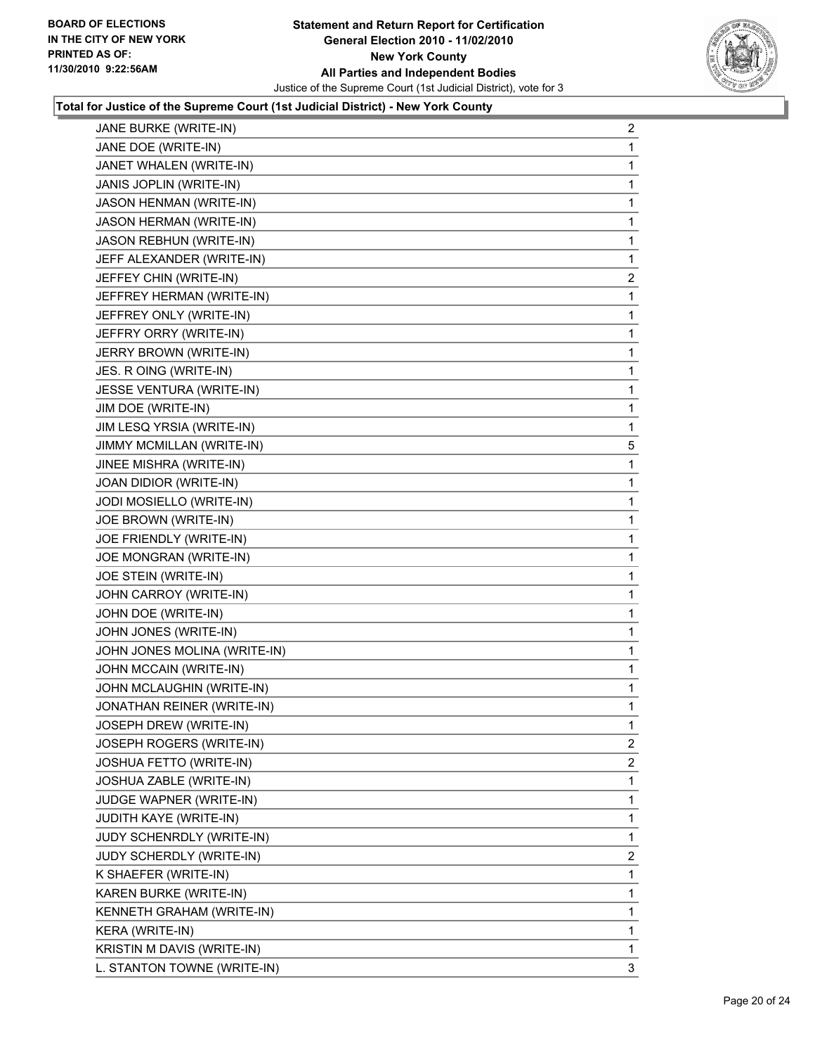**BOARD OF ELECTIONS IN THE CITY OF NEW YORK PRINTED AS OF: 11/30/2010 9:22:56AM**

**Statement and Return Report for Certification General Election 2010 - 11/02/2010 New York County All Parties and Independent Bodies**

Justice of the Supreme Court (1st Judicial District), vote for 3

### Total for Justice of the Supreme Court (1st Judicial District) - New York County

| | |
|---|---|
| JANE BURKE (WRITE-IN) | 2 |
| JANE DOE (WRITE-IN) | 1 |
| JANET WHALEN (WRITE-IN) | 1 |
| JANIS JOPLIN (WRITE-IN) | 1 |
| JASON HENMAN (WRITE-IN) | 1 |
| JASON HERMAN (WRITE-IN) | 1 |
| JASON REBHUN (WRITE-IN) | 1 |
| JEFF ALEXANDER (WRITE-IN) | 1 |
| JEFFEY CHIN (WRITE-IN) | 2 |
| JEFFREY HERMAN (WRITE-IN) | 1 |
| JEFFREY ONLY (WRITE-IN) | 1 |
| JEFFRY ORRY (WRITE-IN) | 1 |
| JERRY BROWN (WRITE-IN) | 1 |
| JES. R OING (WRITE-IN) | 1 |
| JESSE VENTURA (WRITE-IN) | 1 |
| JIM DOE (WRITE-IN) | 1 |
| JIM LESQ YRSIA (WRITE-IN) | 1 |
| JIMMY MCMILLAN (WRITE-IN) | 5 |
| JINEE MISHRA (WRITE-IN) | 1 |
| JOAN DIDIOR (WRITE-IN) | 1 |
| JODI MOSIELLO (WRITE-IN) | 1 |
| JOE BROWN (WRITE-IN) | 1 |
| JOE FRIENDLY (WRITE-IN) | 1 |
| JOE MONGRAN (WRITE-IN) | 1 |
| JOE STEIN (WRITE-IN) | 1 |
| JOHN CARROY (WRITE-IN) | 1 |
| JOHN DOE (WRITE-IN) | 1 |
| JOHN JONES (WRITE-IN) | 1 |
| JOHN JONES MOLINA (WRITE-IN) | 1 |
| JOHN MCCAIN (WRITE-IN) | 1 |
| JOHN MCLAUGHIN (WRITE-IN) | 1 |
| JONATHAN REINER (WRITE-IN) | 1 |
| JOSEPH DREW (WRITE-IN) | 1 |
| JOSEPH ROGERS (WRITE-IN) | 2 |
| JOSHUA FETTO (WRITE-IN) | 2 |
| JOSHUA ZABLE (WRITE-IN) | 1 |
| JUDGE WAPNER (WRITE-IN) | 1 |
| JUDITH KAYE (WRITE-IN) | 1 |
| JUDY SCHENRDLY (WRITE-IN) | 1 |
| JUDY SCHERDLY (WRITE-IN) | 2 |
| K SHAEFER (WRITE-IN) | 1 |
| KAREN BURKE (WRITE-IN) | 1 |
| KENNETH GRAHAM (WRITE-IN) | 1 |
| KERA (WRITE-IN) | 1 |
| KRISTIN M DAVIS (WRITE-IN) | 1 |
| L. STANTON TOWNE (WRITE-IN) | 3 |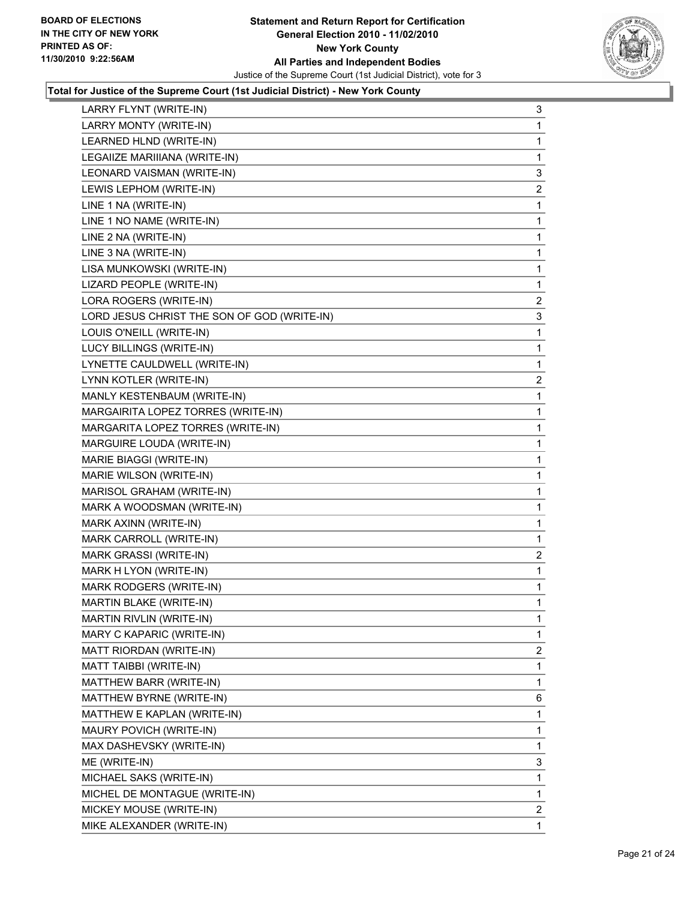**Total for Justice of the Supreme Court (1st Judicial District) - New York County**

| | |
|---|---|
| LARRY FLYNT (WRITE-IN) | 3 |
| LARRY MONTY (WRITE-IN) | 1 |
| LEARNED HLND (WRITE-IN) | 1 |
| LEGAIIZE MARIIIANA (WRITE-IN) | 1 |
| LEONARD VAISMAN (WRITE-IN) | 3 |
| LEWIS LEPHOM (WRITE-IN) | 2 |
| LINE 1 NA (WRITE-IN) | 1 |
| LINE 1 NO NAME (WRITE-IN) | 1 |
| LINE 2 NA (WRITE-IN) | 1 |
| LINE 3 NA (WRITE-IN) | 1 |
| LISA MUNKOWSKI (WRITE-IN) | 1 |
| LIZARD PEOPLE (WRITE-IN) | 1 |
| LORA ROGERS (WRITE-IN) | 2 |
| LORD JESUS CHRIST THE SON OF GOD (WRITE-IN) | 3 |
| LOUIS O'NEILL (WRITE-IN) | 1 |
| LUCY BILLINGS (WRITE-IN) | 1 |
| LYNETTE CAULDWELL (WRITE-IN) | 1 |
| LYNN KOTLER (WRITE-IN) | 2 |
| MANLY KESTENBAUM (WRITE-IN) | 1 |
| MARGAIRITA LOPEZ TORRES (WRITE-IN) | 1 |
| MARGARITA LOPEZ TORRES (WRITE-IN) | 1 |
| MARGUIRE LOUDA (WRITE-IN) | 1 |
| MARIE BIAGGI (WRITE-IN) | 1 |
| MARIE WILSON (WRITE-IN) | 1 |
| MARISOL GRAHAM (WRITE-IN) | 1 |
| MARK A WOODSMAN (WRITE-IN) | 1 |
| MARK AXINN (WRITE-IN) | 1 |
| MARK CARROLL (WRITE-IN) | 1 |
| MARK GRASSI (WRITE-IN) | 2 |
| MARK H LYON (WRITE-IN) | 1 |
| MARK RODGERS (WRITE-IN) | 1 |
| MARTIN BLAKE (WRITE-IN) | 1 |
| MARTIN RIVLIN (WRITE-IN) | 1 |
| MARY C KAPARIC (WRITE-IN) | 1 |
| MATT RIORDAN (WRITE-IN) | 2 |
| MATT TAIBBI (WRITE-IN) | 1 |
| MATTHEW BARR (WRITE-IN) | 1 |
| MATTHEW BYRNE (WRITE-IN) | 6 |
| MATTHEW E KAPLAN (WRITE-IN) | 1 |
| MAURY POVICH (WRITE-IN) | 1 |
| MAX DASHEVSKY (WRITE-IN) | 1 |
| ME (WRITE-IN) | 3 |
| MICHAEL SAKS (WRITE-IN) | 1 |
| MICHEL DE MONTAGUE (WRITE-IN) | 1 |
| MICKEY MOUSE (WRITE-IN) | 2 |
| MIKE ALEXANDER (WRITE-IN) | 1 |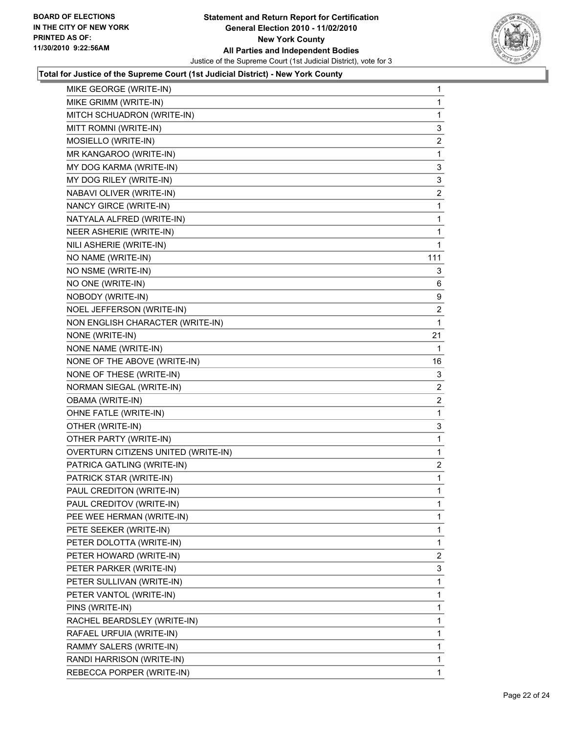**Total for Justice of the Supreme Court (1st Judicial District) - New York County**

| Candidate | Votes |
|---|---|
| MIKE GEORGE (WRITE-IN) | 1 |
| MIKE GRIMM (WRITE-IN) | 1 |
| MITCH SCHUADRON (WRITE-IN) | 1 |
| MITT ROMNI (WRITE-IN) | 3 |
| MOSIELLO (WRITE-IN) | 2 |
| MR KANGAROO (WRITE-IN) | 1 |
| MY DOG KARMA (WRITE-IN) | 3 |
| MY DOG RILEY (WRITE-IN) | 3 |
| NABAVI OLIVER (WRITE-IN) | 2 |
| NANCY GIRCE (WRITE-IN) | 1 |
| NATYALA ALFRED (WRITE-IN) | 1 |
| NEER ASHERIE (WRITE-IN) | 1 |
| NILI ASHERIE (WRITE-IN) | 1 |
| NO NAME (WRITE-IN) | 111 |
| NO NSME (WRITE-IN) | 3 |
| NO ONE (WRITE-IN) | 6 |
| NOBODY (WRITE-IN) | 9 |
| NOEL JEFFERSON (WRITE-IN) | 2 |
| NON ENGLISH CHARACTER (WRITE-IN) | 1 |
| NONE (WRITE-IN) | 21 |
| NONE NAME (WRITE-IN) | 1 |
| NONE OF THE ABOVE (WRITE-IN) | 16 |
| NONE OF THESE (WRITE-IN) | 3 |
| NORMAN SIEGAL (WRITE-IN) | 2 |
| OBAMA (WRITE-IN) | 2 |
| OHNE FATLE (WRITE-IN) | 1 |
| OTHER (WRITE-IN) | 3 |
| OTHER PARTY (WRITE-IN) | 1 |
| OVERTURN CITIZENS UNITED (WRITE-IN) | 1 |
| PATRICA GATLING (WRITE-IN) | 2 |
| PATRICK STAR (WRITE-IN) | 1 |
| PAUL CREDITON (WRITE-IN) | 1 |
| PAUL CREDITOV (WRITE-IN) | 1 |
| PEE WEE HERMAN (WRITE-IN) | 1 |
| PETE SEEKER (WRITE-IN) | 1 |
| PETER DOLOTTA (WRITE-IN) | 1 |
| PETER HOWARD (WRITE-IN) | 2 |
| PETER PARKER (WRITE-IN) | 3 |
| PETER SULLIVAN (WRITE-IN) | 1 |
| PETER VANTOL (WRITE-IN) | 1 |
| PINS (WRITE-IN) | 1 |
| RACHEL BEARDSLEY (WRITE-IN) | 1 |
| RAFAEL URFUIA (WRITE-IN) | 1 |
| RAMMY SALERS (WRITE-IN) | 1 |
| RANDI HARRISON (WRITE-IN) | 1 |
| REBECCA PORPER (WRITE-IN) | 1 |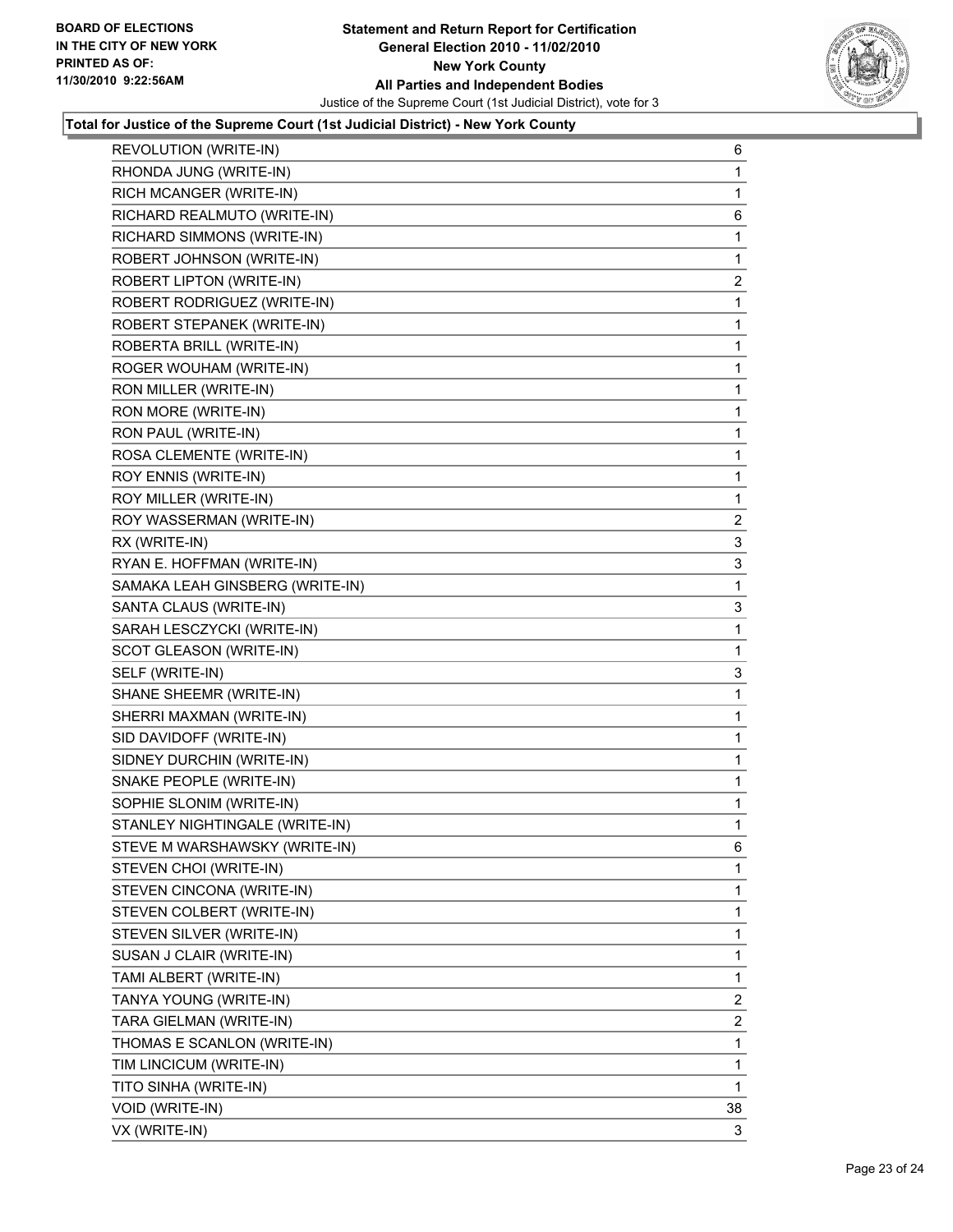**Statement and Return Report for Certification**
**General Election 2010 - 11/02/2010**
**New York County**
**All Parties and Independent Bodies**
Justice of the Supreme Court (1st Judicial District), vote for 3

BOARD OF ELECTIONS
IN THE CITY OF NEW YORK
PRINTED AS OF:
11/30/2010 9:22:56AM

**Total for Justice of the Supreme Court (1st Judicial District) - New York County**

| | |
|---|---|
| REVOLUTION (WRITE-IN) | 6 |
| RHONDA JUNG (WRITE-IN) | 1 |
| RICH MCANGER (WRITE-IN) | 1 |
| RICHARD REALMUTO (WRITE-IN) | 6 |
| RICHARD SIMMONS (WRITE-IN) | 1 |
| ROBERT JOHNSON (WRITE-IN) | 1 |
| ROBERT LIPTON (WRITE-IN) | 2 |
| ROBERT RODRIGUEZ (WRITE-IN) | 1 |
| ROBERT STEPANEK (WRITE-IN) | 1 |
| ROBERTA BRILL (WRITE-IN) | 1 |
| ROGER WOUHAM (WRITE-IN) | 1 |
| RON MILLER (WRITE-IN) | 1 |
| RON MORE (WRITE-IN) | 1 |
| RON PAUL (WRITE-IN) | 1 |
| ROSA CLEMENTE (WRITE-IN) | 1 |
| ROY ENNIS (WRITE-IN) | 1 |
| ROY MILLER (WRITE-IN) | 1 |
| ROY WASSERMAN (WRITE-IN) | 2 |
| RX (WRITE-IN) | 3 |
| RYAN E. HOFFMAN (WRITE-IN) | 3 |
| SAMAKA LEAH GINSBERG (WRITE-IN) | 1 |
| SANTA CLAUS (WRITE-IN) | 3 |
| SARAH LESCZYCKI (WRITE-IN) | 1 |
| SCOT GLEASON (WRITE-IN) | 1 |
| SELF (WRITE-IN) | 3 |
| SHANE SHEEMR (WRITE-IN) | 1 |
| SHERRI MAXMAN (WRITE-IN) | 1 |
| SID DAVIDOFF (WRITE-IN) | 1 |
| SIDNEY DURCHIN (WRITE-IN) | 1 |
| SNAKE PEOPLE (WRITE-IN) | 1 |
| SOPHIE SLONIM (WRITE-IN) | 1 |
| STANLEY NIGHTINGALE (WRITE-IN) | 1 |
| STEVE M WARSHAWSKY (WRITE-IN) | 6 |
| STEVEN CHOI (WRITE-IN) | 1 |
| STEVEN CINCONA (WRITE-IN) | 1 |
| STEVEN COLBERT (WRITE-IN) | 1 |
| STEVEN SILVER (WRITE-IN) | 1 |
| SUSAN J CLAIR (WRITE-IN) | 1 |
| TAMI ALBERT (WRITE-IN) | 1 |
| TANYA YOUNG (WRITE-IN) | 2 |
| TARA GIELMAN (WRITE-IN) | 2 |
| THOMAS E SCANLON (WRITE-IN) | 1 |
| TIM LINCICUM (WRITE-IN) | 1 |
| TITO SINHA (WRITE-IN) | 1 |
| VOID (WRITE-IN) | 38 |
| VX (WRITE-IN) | 3 |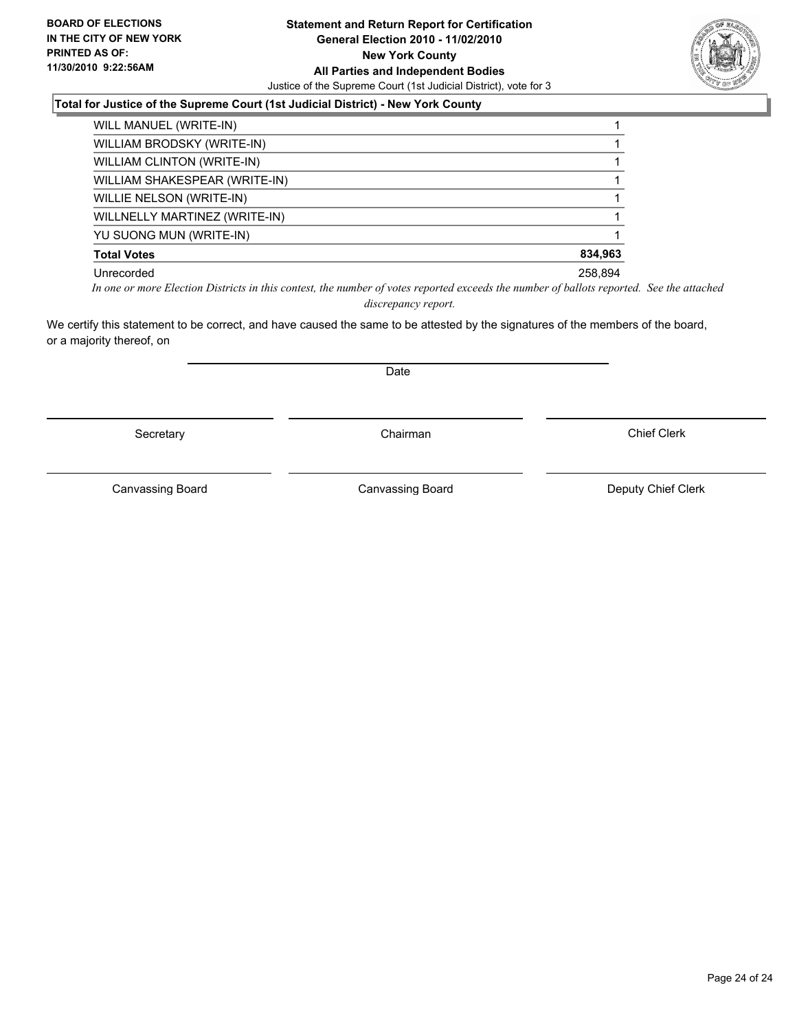**BOARD OF ELECTIONS IN THE CITY OF NEW YORK PRINTED AS OF: 11/30/2010 9:22:56AM**

**Statement and Return Report for Certification**
**General Election 2010 - 11/02/2010**
**New York County**
**All Parties and Independent Bodies**
Justice of the Supreme Court (1st Judicial District), vote for 3

**Total for Justice of the Supreme Court (1st Judicial District) - New York County**

| | |
|---|---|
| WILL MANUEL (WRITE-IN) | 1 |
| WILLIAM BRODSKY (WRITE-IN) | 1 |
| WILLIAM CLINTON (WRITE-IN) | 1 |
| WILLIAM SHAKESPEAR (WRITE-IN) | 1 |
| WILLIE NELSON (WRITE-IN) | 1 |
| WILLNELLY MARTINEZ (WRITE-IN) | 1 |
| YU SUONG MUN (WRITE-IN) | 1 |
| **Total Votes** | **834,963** |
| Unrecorded | 258,894 |

*In one or more Election Districts in this contest, the number of votes reported exceeds the number of ballots reported. See the attached discrepancy report.*

We certify this statement to be correct, and have caused the same to be attested by the signatures of the members of the board, or a majority thereof, on

Date

Secretary | Chairman | Chief Clerk

Canvassing Board | Canvassing Board | Deputy Chief Clerk